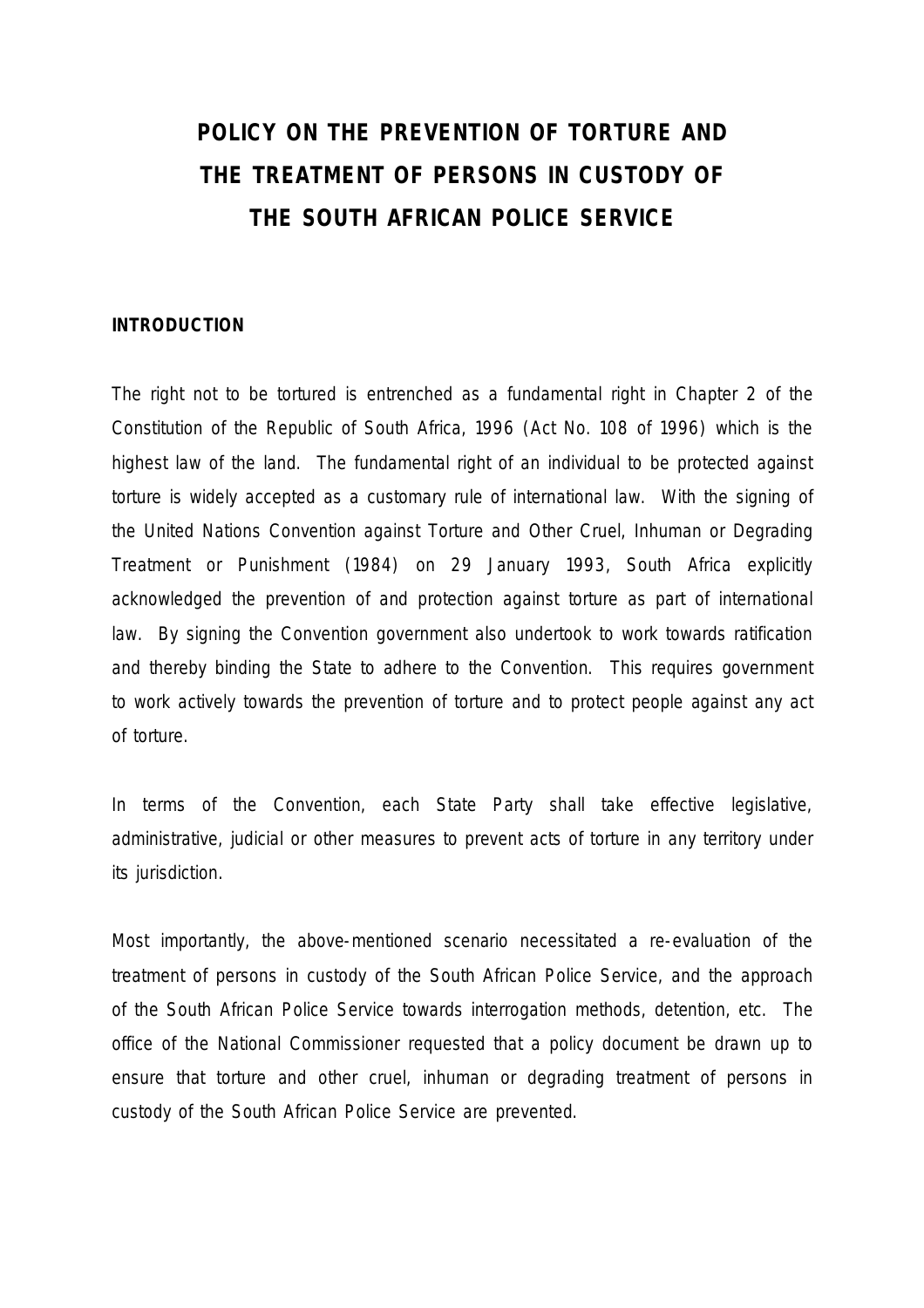# POLICY ON THE PREVENTION OF TORTURE AND THE TREATMENT OF PERSONS IN CUSTODY OF THE SOUTH AFRICAN POLICE SERVICE

## INTRODUCTION

The right not to be tortured is entrenched as a fundamental right in Chapter 2 of the Constitution of the Republic of South Africa, 1996 (Act No. 108 of 1996) which is the highest law of the land. The fundamental right of an individual to be protected against torture is widely accepted as a customary rule of international law. With the signing of the United Nations Convention against Torture and Other Cruel, Inhuman or Degrading Treatment or Punishment (1984) on 29 January 1993, South Africa explicitly acknowledged the prevention of and protection against torture as part of international law. By signing the Convention government also undertook to work towards ratification and thereby binding the State to adhere to the Convention. This requires government to work actively towards the prevention of torture and to protect people against any act of torture.

In terms of the Convention, each State Party shall take effective legislative, administrative, judicial or other measures to prevent acts of torture in any territory under its jurisdiction.

Most importantly, the above-mentioned scenario necessitated a re-evaluation of the treatment of persons in custody of the South African Police Service, and the approach of the South African Police Service towards interrogation methods, detention, etc. The office of the National Commissioner requested that a policy document be drawn up to ensure that torture and other cruel, inhuman or degrading treatment of persons in custody of the South African Police Service are prevented.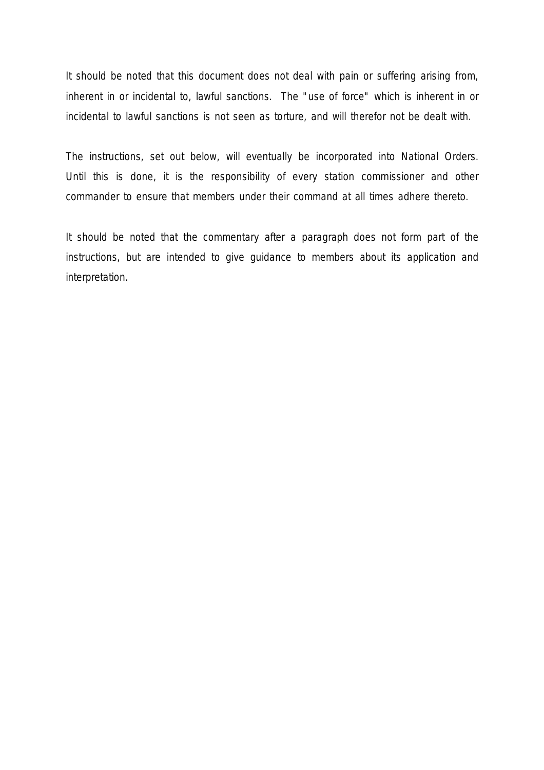It should be noted that this document does not deal with pain or suffering arising from, inherent in or incidental to, lawful sanctions. The "use of force" which is inherent in or incidental to lawful sanctions is not seen as torture, and will therefor not be dealt with.

The instructions, set out below, will eventually be incorporated into National Orders. Until this is done, it is the responsibility of every station commissioner and other commander to ensure that members under their command at all times adhere thereto.

It should be noted that the commentary after a paragraph does not form part of the instructions, but are intended to give guidance to members about its application and interpretation.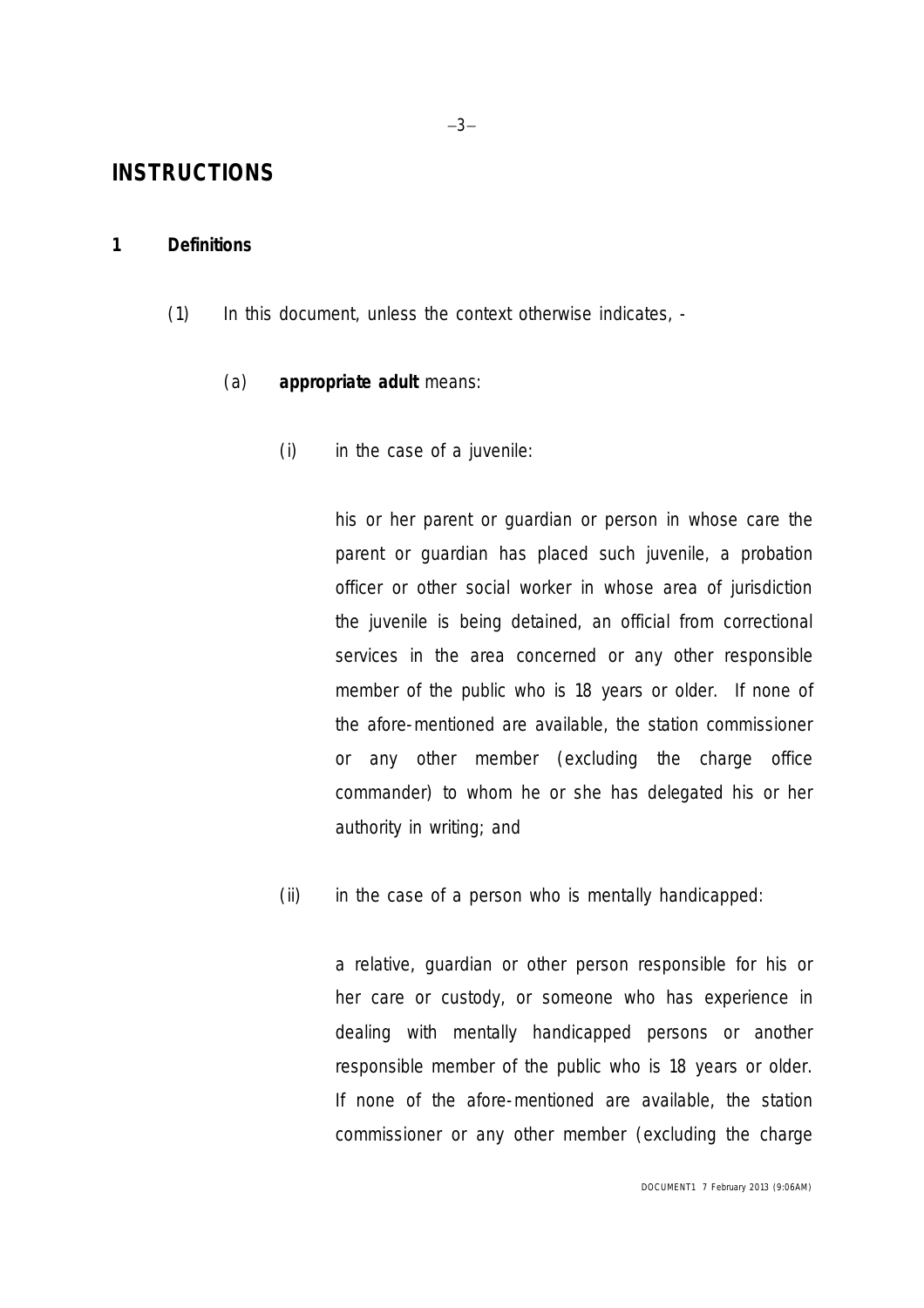# INSTRUCTIONS

## 1 Definitions

(1) In this document, unless the context otherwise indicates, -

(a) **appropriate adult** means:

(i) in the case of a juvenile:

his or her parent or guardian or person in whose care the parent or guardian has placed such juvenile, a probation officer or other social worker in whose area of jurisdiction the juvenile is being detained, an official from correctional services in the area concerned or any other responsible member of the public who is 18 years or older. If none of the afore-mentioned are available, the station commissioner or any other member (excluding the charge office commander) to whom he or she has delegated his or her authority in writing; and

(ii) in the case of a person who is mentally handicapped:

a relative, guardian or other person responsible for his or her care or custody, or someone who has experience in dealing with mentally handicapped persons or another responsible member of the public who is 18 years or older. If none of the afore-mentioned are available, the station commissioner or any other member (excluding the charge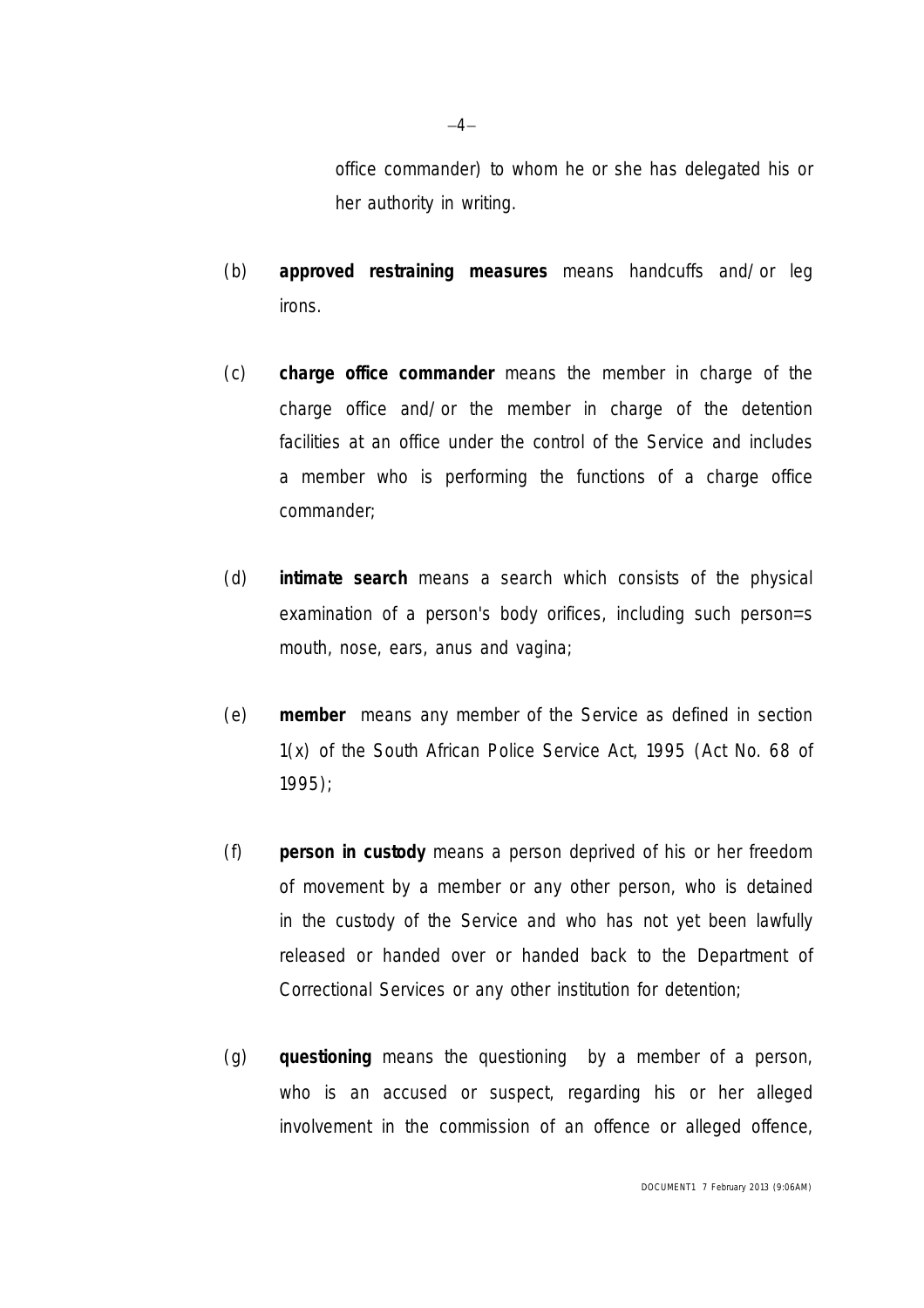office commander) to whom he or she has delegated his or her authority in writing.

(b) **approved restraining measures** means handcuffs and/or leg irons.

(c) **charge office commander** means the member in charge of the charge office and/or the member in charge of the detention facilities at an office under the control of the Service and includes a member who is performing the functions of a charge office commander;

(d) **intimate search** means a search which consists of the physical examination of a person's body orifices, including such person=s mouth, nose, ears, anus and vagina;

(e) **member** means any member of the Service as defined in section 1(x) of the South African Police Service Act, 1995 (Act No. 68 of 1995);

(f) **person in custody** means a person deprived of his or her freedom of movement by a member or any other person, who is detained in the custody of the Service and who has not yet been lawfully released or handed over or handed back to the Department of Correctional Services or any other institution for detention;

(g) **questioning** means the questioning by a member of a person, who is an accused or suspect, regarding his or her alleged involvement in the commission of an offence or alleged offence,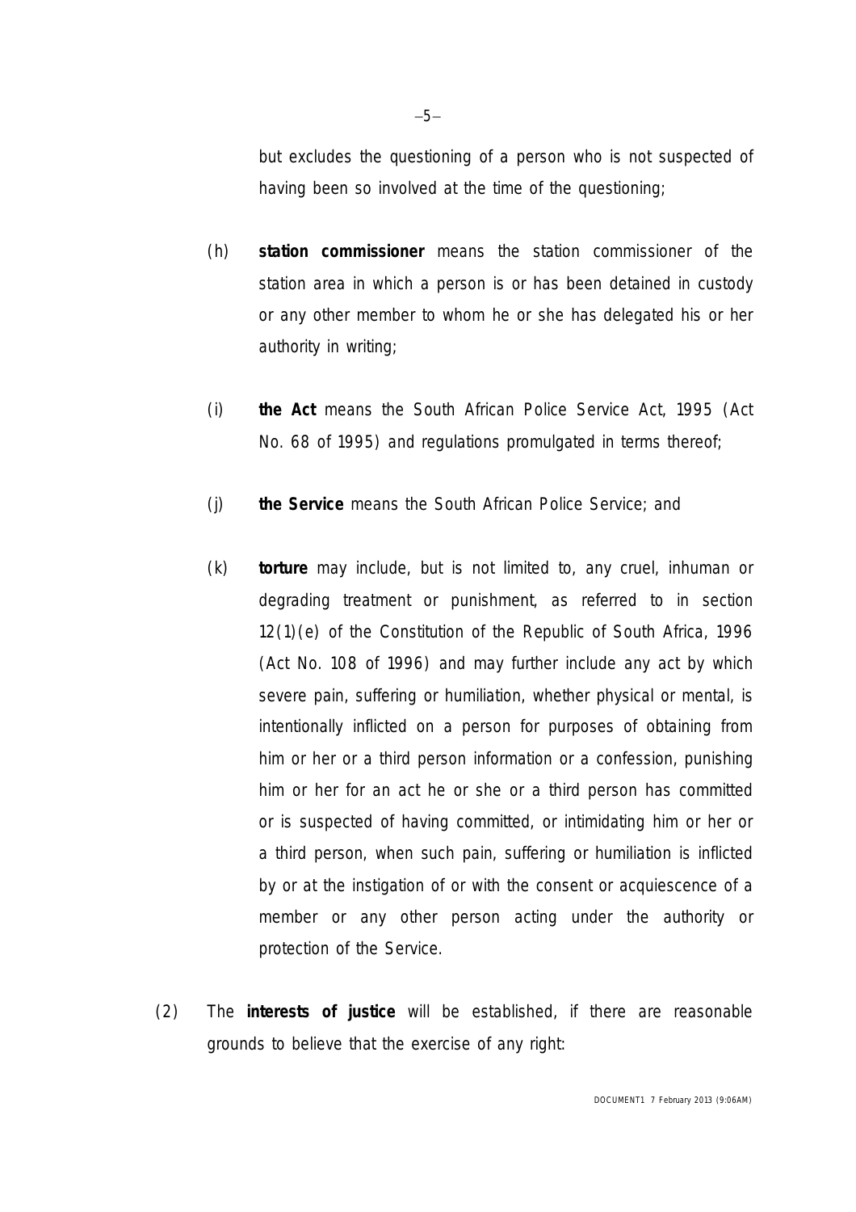but excludes the questioning of a person who is not suspected of having been so involved at the time of the questioning;

(h) **station commissioner** means the station commissioner of the station area in which a person is or has been detained in custody or any other member to whom he or she has delegated his or her authority in writing;

(i) **the Act** means the South African Police Service Act, 1995 (Act No. 68 of 1995) and regulations promulgated in terms thereof;

(j) **the Service** means the South African Police Service; and

(k) **torture** may include, but is not limited to, any cruel, inhuman or degrading treatment or punishment, as referred to in section 12(1)(e) of the Constitution of the Republic of South Africa, 1996 (Act No. 108 of 1996) and may further include any act by which severe pain, suffering or humiliation, whether physical or mental, is intentionally inflicted on a person for purposes of obtaining from him or her or a third person information or a confession, punishing him or her for an act he or she or a third person has committed or is suspected of having committed, or intimidating him or her or a third person, when such pain, suffering or humiliation is inflicted by or at the instigation of or with the consent or acquiescence of a member or any other person acting under the authority or protection of the Service.

(2) The **interests of justice** will be established, if there are reasonable grounds to believe that the exercise of any right: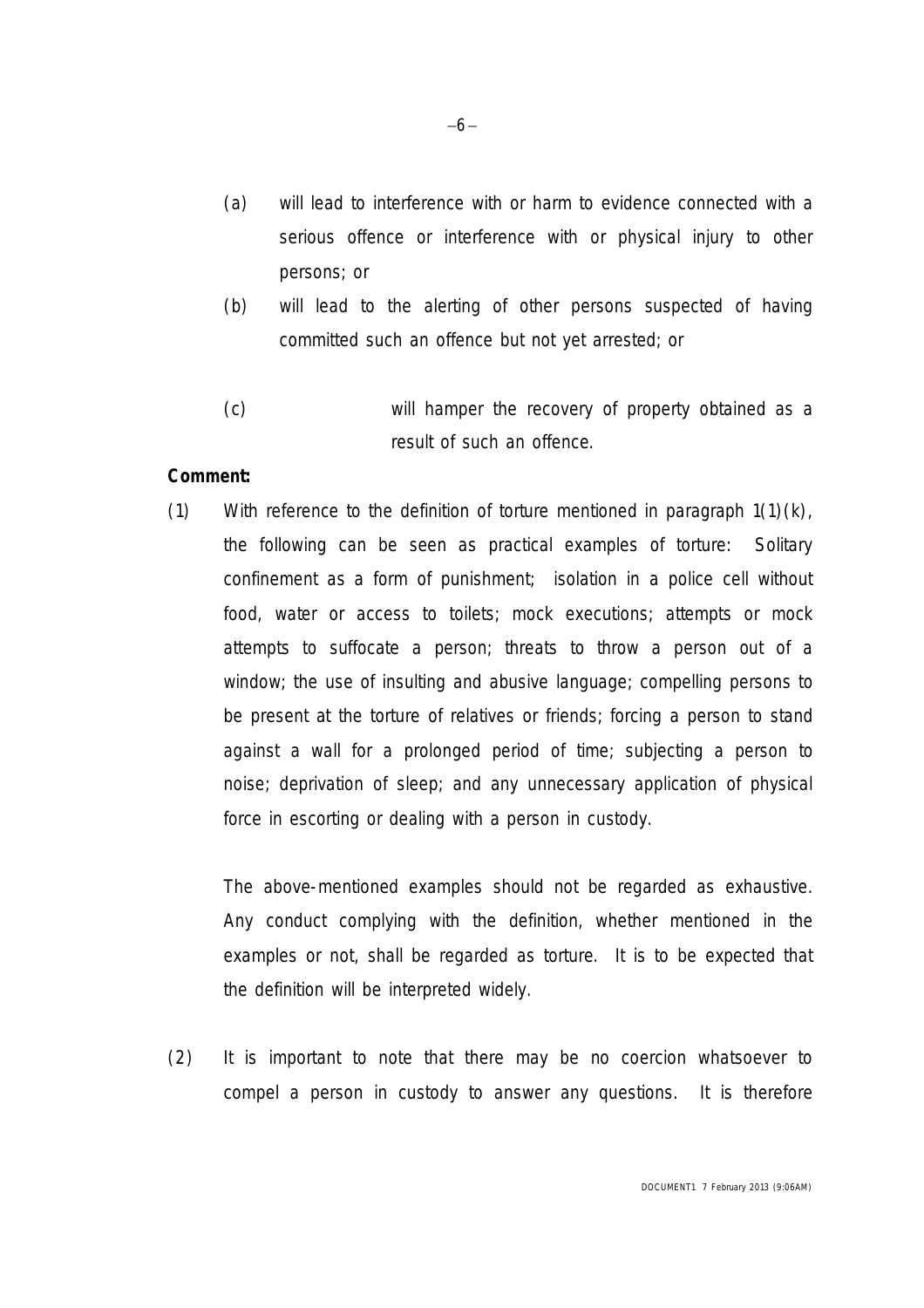(a) will lead to interference with or harm to evidence connected with a serious offence or interference with or physical injury to other persons; or

(b) will lead to the alerting of other persons suspected of having committed such an offence but not yet arrested; or

(c) will hamper the recovery of property obtained as a result of such an offence.

**Comment:**

(1) With reference to the definition of torture mentioned in paragraph 1(1)(k), the following can be seen as practical examples of torture: Solitary confinement as a form of punishment; isolation in a police cell without food, water or access to toilets; mock executions; attempts or mock attempts to suffocate a person; threats to throw a person out of a window; the use of insulting and abusive language; compelling persons to be present at the torture of relatives or friends; forcing a person to stand against a wall for a prolonged period of time; subjecting a person to noise; deprivation of sleep; and any unnecessary application of physical force in escorting or dealing with a person in custody.

The above-mentioned examples should not be regarded as exhaustive. Any conduct complying with the definition, whether mentioned in the examples or not, shall be regarded as torture. It is to be expected that the definition will be interpreted widely.

(2) It is important to note that there may be no coercion whatsoever to compel a person in custody to answer any questions. It is therefore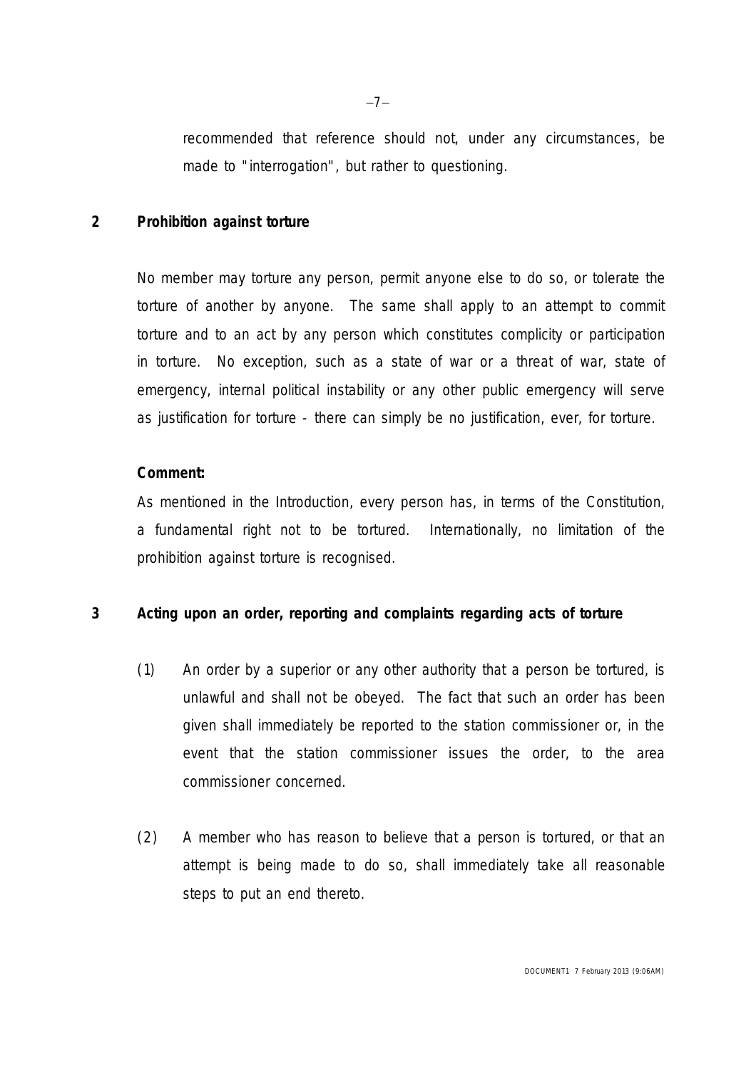recommended that reference should not, under any circumstances, be made to "interrogation", but rather to questioning.

## 2 Prohibition against torture

No member may torture any person, permit anyone else to do so, or tolerate the torture of another by anyone. The same shall apply to an attempt to commit torture and to an act by any person which constitutes complicity or participation in torture. No exception, such as a state of war or a threat of war, state of emergency, internal political instability or any other public emergency will serve as justification for torture - there can simply be no justification, ever, for torture.

**Comment:**

As mentioned in the Introduction, every person has, in terms of the Constitution, a fundamental right not to be tortured. Internationally, no limitation of the prohibition against torture is recognised.

## 3 Acting upon an order, reporting and complaints regarding acts of torture

(1) An order by a superior or any other authority that a person be tortured, is unlawful and shall not be obeyed. The fact that such an order has been given shall immediately be reported to the station commissioner or, in the event that the station commissioner issues the order, to the area commissioner concerned.

(2) A member who has reason to believe that a person is tortured, or that an attempt is being made to do so, shall immediately take all reasonable steps to put an end thereto.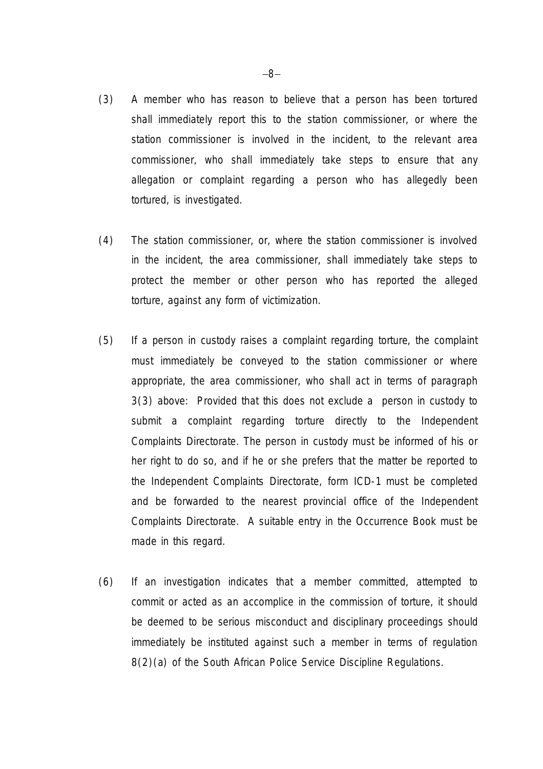(3) A member who has reason to believe that a person has been tortured shall immediately report this to the station commissioner, or where the station commissioner is involved in the incident, to the relevant area commissioner, who shall immediately take steps to ensure that any allegation or complaint regarding a person who has allegedly been tortured, is investigated.

(4) The station commissioner, or, where the station commissioner is involved in the incident, the area commissioner, shall immediately take steps to protect the member or other person who has reported the alleged torture, against any form of victimization.

(5) If a person in custody raises a complaint regarding torture, the complaint must immediately be conveyed to the station commissioner or where appropriate, the area commissioner, who shall act in terms of paragraph 3(3) above: Provided that this does not exclude a person in custody to submit a complaint regarding torture directly to the Independent Complaints Directorate. The person in custody must be informed of his or her right to do so, and if he or she prefers that the matter be reported to the Independent Complaints Directorate, form ICD-1 must be completed and be forwarded to the nearest provincial office of the Independent Complaints Directorate. A suitable entry in the Occurrence Book must be made in this regard.

(6) If an investigation indicates that a member committed, attempted to commit or acted as an accomplice in the commission of torture, it should be deemed to be serious misconduct and disciplinary proceedings should immediately be instituted against such a member in terms of regulation 8(2)(a) of the South African Police Service Discipline Regulations.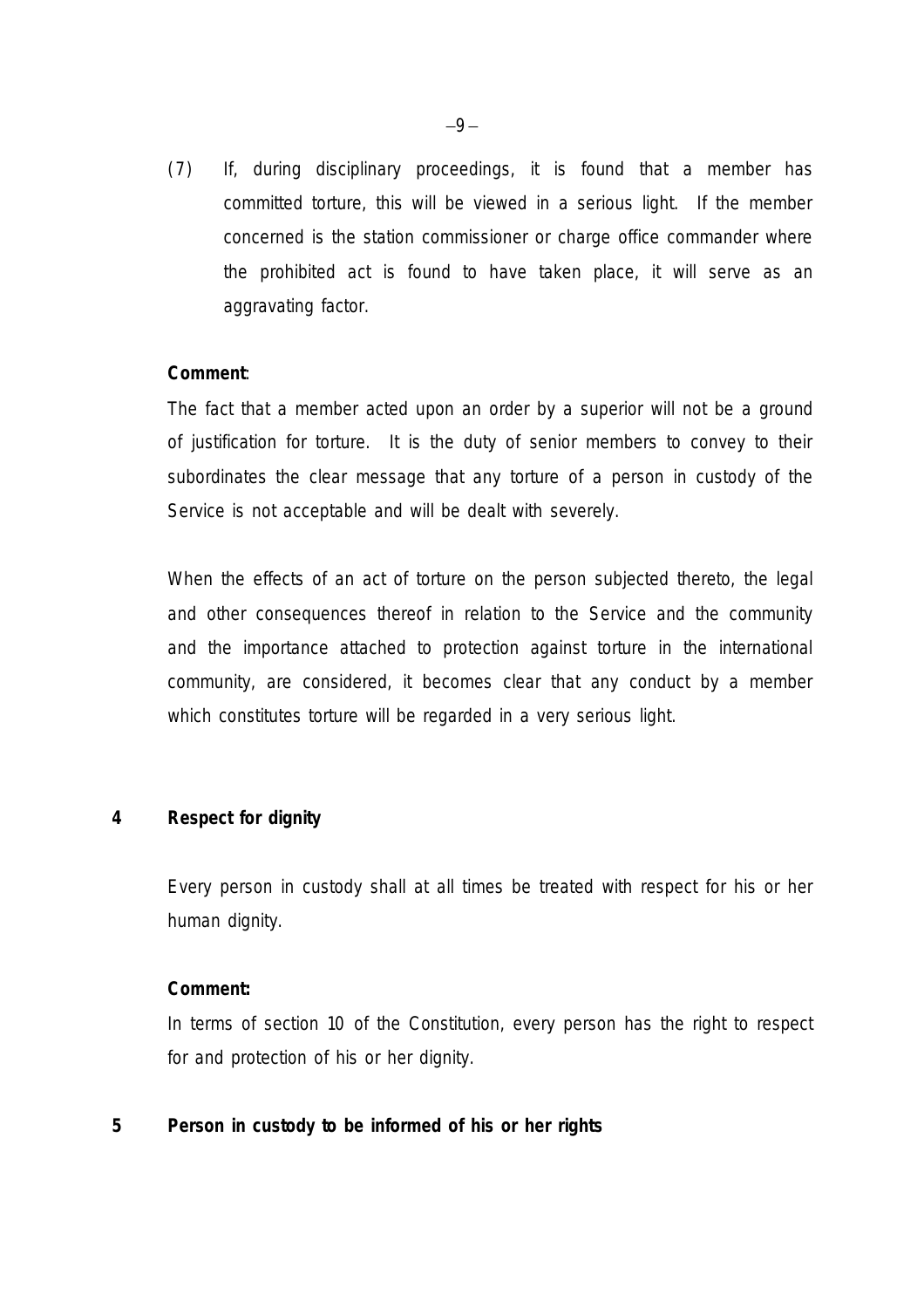(7) If, during disciplinary proceedings, it is found that a member has committed torture, this will be viewed in a serious light. If the member concerned is the station commissioner or charge office commander where the prohibited act is found to have taken place, it will serve as an aggravating factor.

**Comment**:

The fact that a member acted upon an order by a superior will not be a ground of justification for torture. It is the duty of senior members to convey to their subordinates the clear message that any torture of a person in custody of the Service is not acceptable and will be dealt with severely.

When the effects of an act of torture on the person subjected thereto, the legal and other consequences thereof in relation to the Service and the community and the importance attached to protection against torture in the international community, are considered, it becomes clear that any conduct by a member which constitutes torture will be regarded in a very serious light.

## 4 Respect for dignity

Every person in custody shall at all times be treated with respect for his or her human dignity.

**Comment:**

In terms of section 10 of the Constitution, every person has the right to respect for and protection of his or her dignity.

## 5 Person in custody to be informed of his or her rights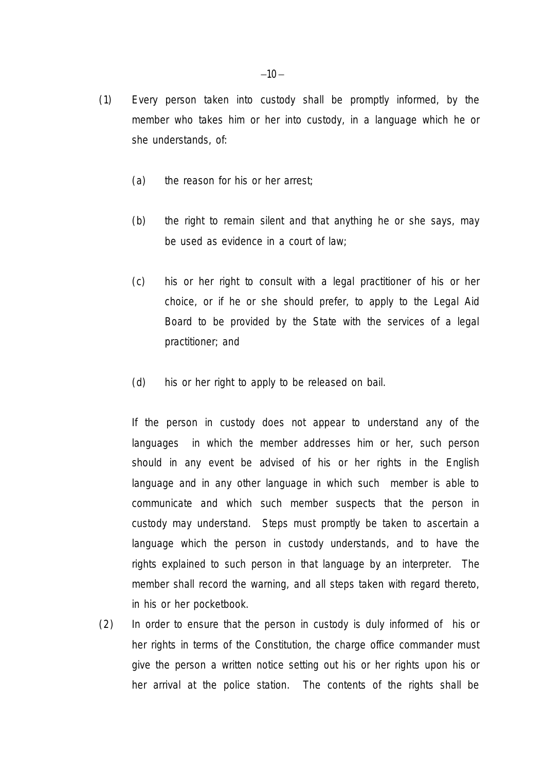(1) Every person taken into custody shall be promptly informed, by the member who takes him or her into custody, in a language which he or she understands, of:

   (a) the reason for his or her arrest;

   (b) the right to remain silent and that anything he or she says, may be used as evidence in a court of law;

   (c) his or her right to consult with a legal practitioner of his or her choice, or if he or she should prefer, to apply to the Legal Aid Board to be provided by the State with the services of a legal practitioner; and

   (d) his or her right to apply to be released on bail.

   If the person in custody does not appear to understand any of the languages in which the member addresses him or her, such person should in any event be advised of his or her rights in the English language and in any other language in which such member is able to communicate and which such member suspects that the person in custody may understand. Steps must promptly be taken to ascertain a language which the person in custody understands, and to have the rights explained to such person in that language by an interpreter. The member shall record the warning, and all steps taken with regard thereto, in his or her pocketbook.

(2) In order to ensure that the person in custody is duly informed of his or her rights in terms of the Constitution, the charge office commander must give the person a written notice setting out his or her rights upon his or her arrival at the police station. The contents of the rights shall be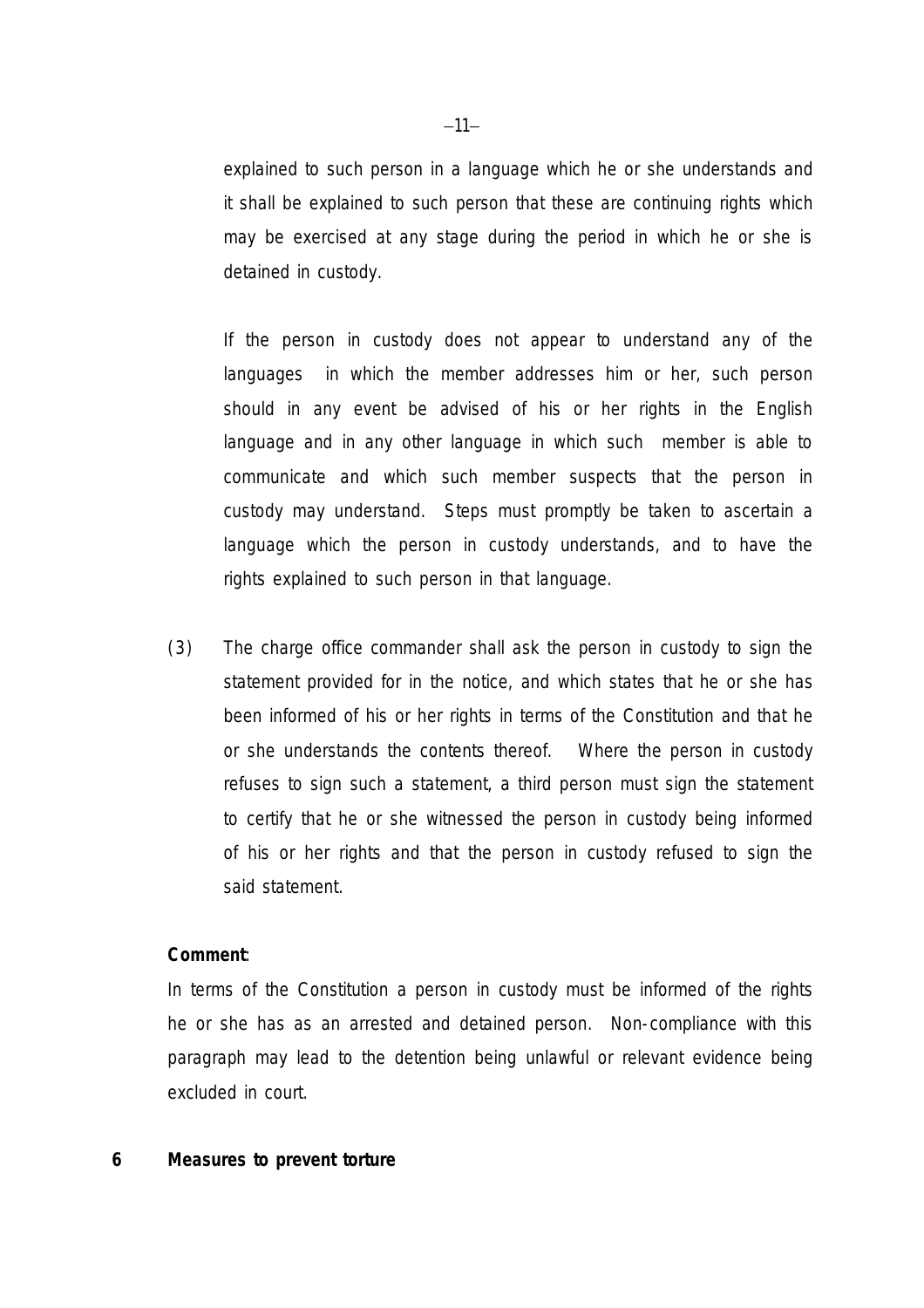explained to such person in a language which he or she understands and it shall be explained to such person that these are continuing rights which may be exercised at any stage during the period in which he or she is detained in custody.

If the person in custody does not appear to understand any of the languages in which the member addresses him or her, such person should in any event be advised of his or her rights in the English language and in any other language in which such member is able to communicate and which such member suspects that the person in custody may understand. Steps must promptly be taken to ascertain a language which the person in custody understands, and to have the rights explained to such person in that language.

(3) The charge office commander shall ask the person in custody to sign the statement provided for in the notice, and which states that he or she has been informed of his or her rights in terms of the Constitution and that he or she understands the contents thereof. Where the person in custody refuses to sign such a statement, a third person must sign the statement to certify that he or she witnessed the person in custody being informed of his or her rights and that the person in custody refused to sign the said statement.

**Comment**:

In terms of the Constitution a person in custody must be informed of the rights he or she has as an arrested and detained person. Non-compliance with this paragraph may lead to the detention being unlawful or relevant evidence being excluded in court.

## 6 Measures to prevent torture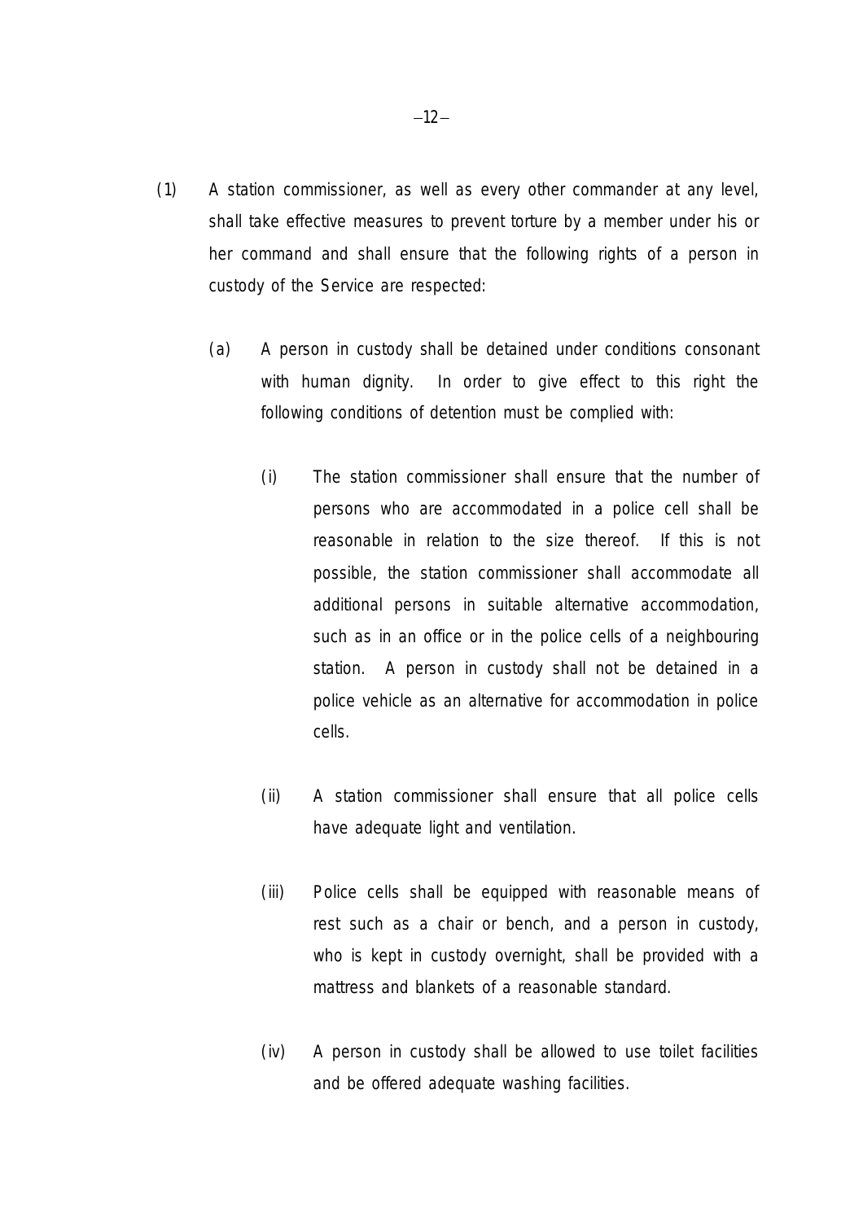(1) A station commissioner, as well as every other commander at any level, shall take effective measures to prevent torture by a member under his or her command and shall ensure that the following rights of a person in custody of the Service are respected:

  (a) A person in custody shall be detained under conditions consonant with human dignity. In order to give effect to this right the following conditions of detention must be complied with:

    (i) The station commissioner shall ensure that the number of persons who are accommodated in a police cell shall be reasonable in relation to the size thereof. If this is not possible, the station commissioner shall accommodate all additional persons in suitable alternative accommodation, such as in an office or in the police cells of a neighbouring station. A person in custody shall not be detained in a police vehicle as an alternative for accommodation in police cells.

    (ii) A station commissioner shall ensure that all police cells have adequate light and ventilation.

    (iii) Police cells shall be equipped with reasonable means of rest such as a chair or bench, and a person in custody, who is kept in custody overnight, shall be provided with a mattress and blankets of a reasonable standard.

    (iv) A person in custody shall be allowed to use toilet facilities and be offered adequate washing facilities.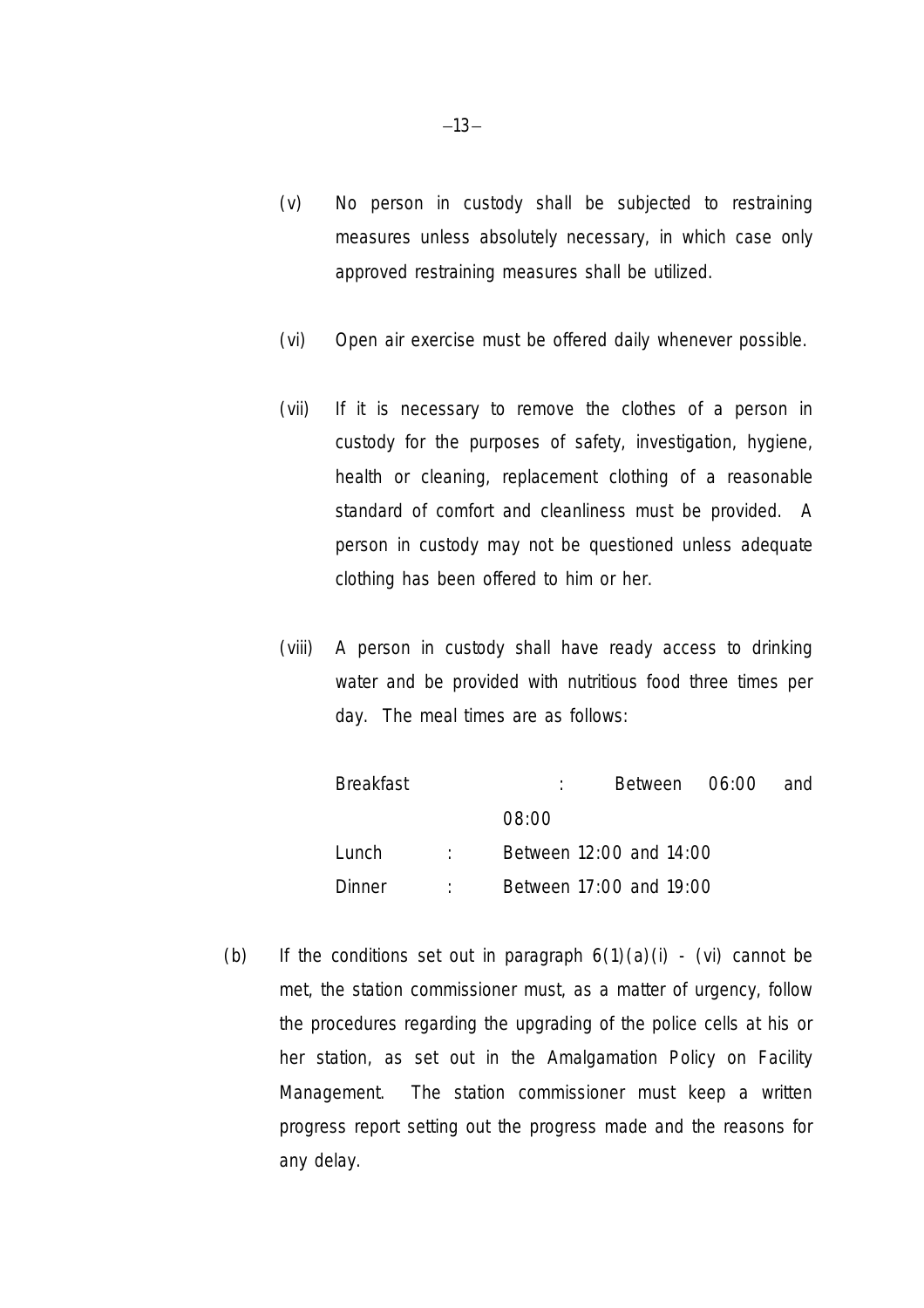(v) No person in custody shall be subjected to restraining measures unless absolutely necessary, in which case only approved restraining measures shall be utilized.

(vi) Open air exercise must be offered daily whenever possible.

(vii) If it is necessary to remove the clothes of a person in custody for the purposes of safety, investigation, hygiene, health or cleaning, replacement clothing of a reasonable standard of comfort and cleanliness must be provided. A person in custody may not be questioned unless adequate clothing has been offered to him or her.

(viii) A person in custody shall have ready access to drinking water and be provided with nutritious food three times per day. The meal times are as follows:

| | | |
|---|---|---|
| Breakfast | : | Between 06:00 and 08:00 |
| Lunch | : | Between 12:00 and 14:00 |
| Dinner | : | Between 17:00 and 19:00 |

(b) If the conditions set out in paragraph 6(1)(a)(i) - (vi) cannot be met, the station commissioner must, as a matter of urgency, follow the procedures regarding the upgrading of the police cells at his or her station, as set out in the Amalgamation Policy on Facility Management. The station commissioner must keep a written progress report setting out the progress made and the reasons for any delay.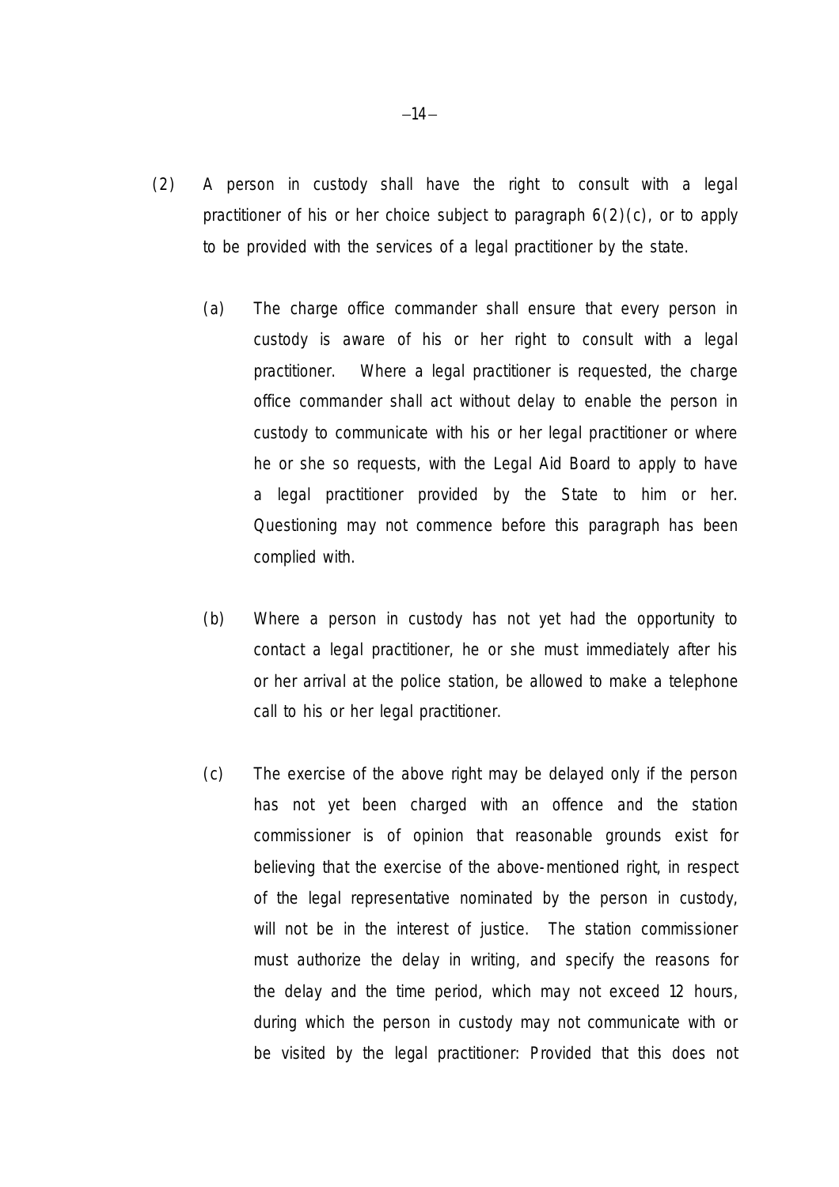(2) A person in custody shall have the right to consult with a legal practitioner of his or her choice subject to paragraph 6(2)(c), or to apply to be provided with the services of a legal practitioner by the state.

(a) The charge office commander shall ensure that every person in custody is aware of his or her right to consult with a legal practitioner. Where a legal practitioner is requested, the charge office commander shall act without delay to enable the person in custody to communicate with his or her legal practitioner or where he or she so requests, with the Legal Aid Board to apply to have a legal practitioner provided by the State to him or her. Questioning may not commence before this paragraph has been complied with.

(b) Where a person in custody has not yet had the opportunity to contact a legal practitioner, he or she must immediately after his or her arrival at the police station, be allowed to make a telephone call to his or her legal practitioner.

(c) The exercise of the above right may be delayed only if the person has not yet been charged with an offence and the station commissioner is of opinion that reasonable grounds exist for believing that the exercise of the above-mentioned right, in respect of the legal representative nominated by the person in custody, will not be in the interest of justice. The station commissioner must authorize the delay in writing, and specify the reasons for the delay and the time period, which may not exceed 12 hours, during which the person in custody may not communicate with or be visited by the legal practitioner: Provided that this does not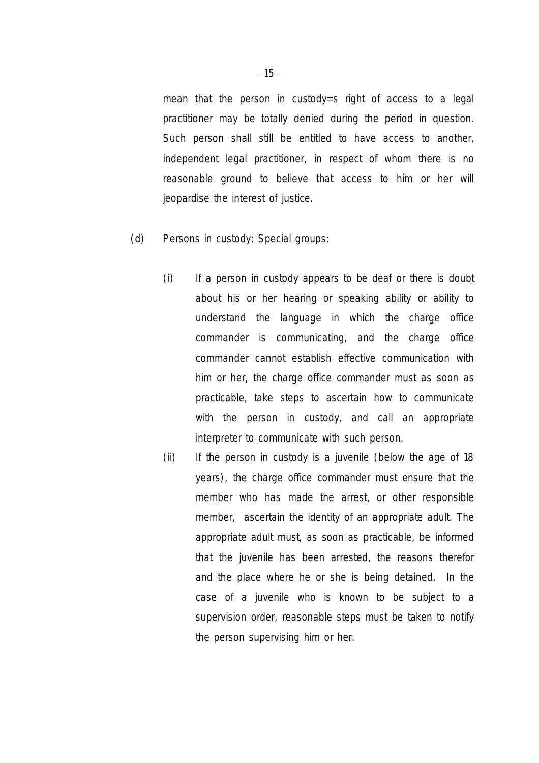mean that the person in custody=s right of access to a legal practitioner may be totally denied during the period in question. Such person shall still be entitled to have access to another, independent legal practitioner, in respect of whom there is no reasonable ground to believe that access to him or her will jeopardise the interest of justice.

(d) Persons in custody: Special groups:

(i) If a person in custody appears to be deaf or there is doubt about his or her hearing or speaking ability or ability to understand the language in which the charge office commander is communicating, and the charge office commander cannot establish effective communication with him or her, the charge office commander must as soon as practicable, take steps to ascertain how to communicate with the person in custody, and call an appropriate interpreter to communicate with such person.

(ii) If the person in custody is a juvenile (below the age of 18 years), the charge office commander must ensure that the member who has made the arrest, or other responsible member, ascertain the identity of an appropriate adult. The appropriate adult must, as soon as practicable, be informed that the juvenile has been arrested, the reasons therefor and the place where he or she is being detained. In the case of a juvenile who is known to be subject to a supervision order, reasonable steps must be taken to notify the person supervising him or her.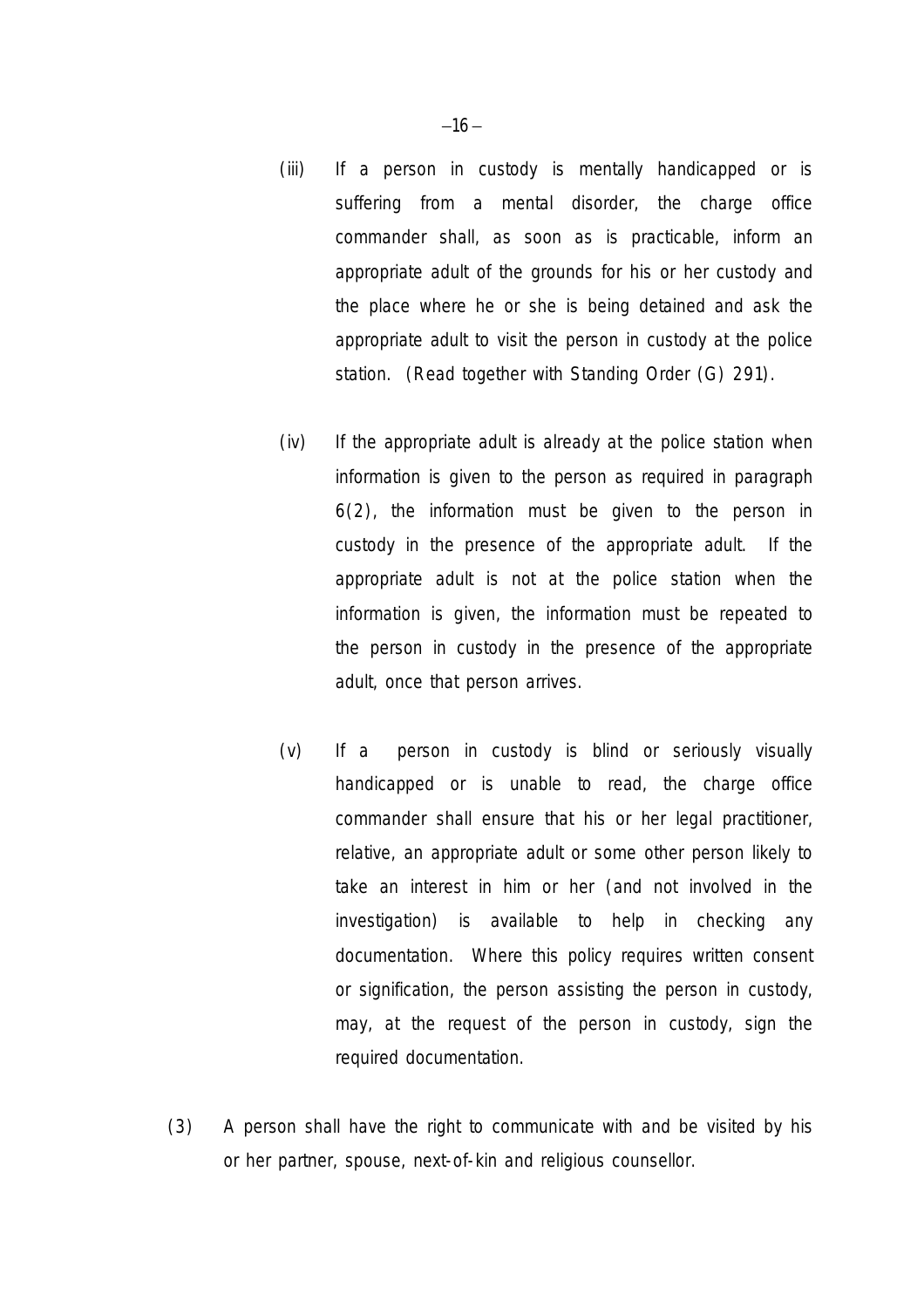(iii) If a person in custody is mentally handicapped or is suffering from a mental disorder, the charge office commander shall, as soon as is practicable, inform an appropriate adult of the grounds for his or her custody and the place where he or she is being detained and ask the appropriate adult to visit the person in custody at the police station. (Read together with Standing Order (G) 291).

(iv) If the appropriate adult is already at the police station when information is given to the person as required in paragraph 6(2), the information must be given to the person in custody in the presence of the appropriate adult. If the appropriate adult is not at the police station when the information is given, the information must be repeated to the person in custody in the presence of the appropriate adult, once that person arrives.

(v) If a person in custody is blind or seriously visually handicapped or is unable to read, the charge office commander shall ensure that his or her legal practitioner, relative, an appropriate adult or some other person likely to take an interest in him or her (and not involved in the investigation) is available to help in checking any documentation. Where this policy requires written consent or signification, the person assisting the person in custody, may, at the request of the person in custody, sign the required documentation.

(3) A person shall have the right to communicate with and be visited by his or her partner, spouse, next-of-kin and religious counsellor.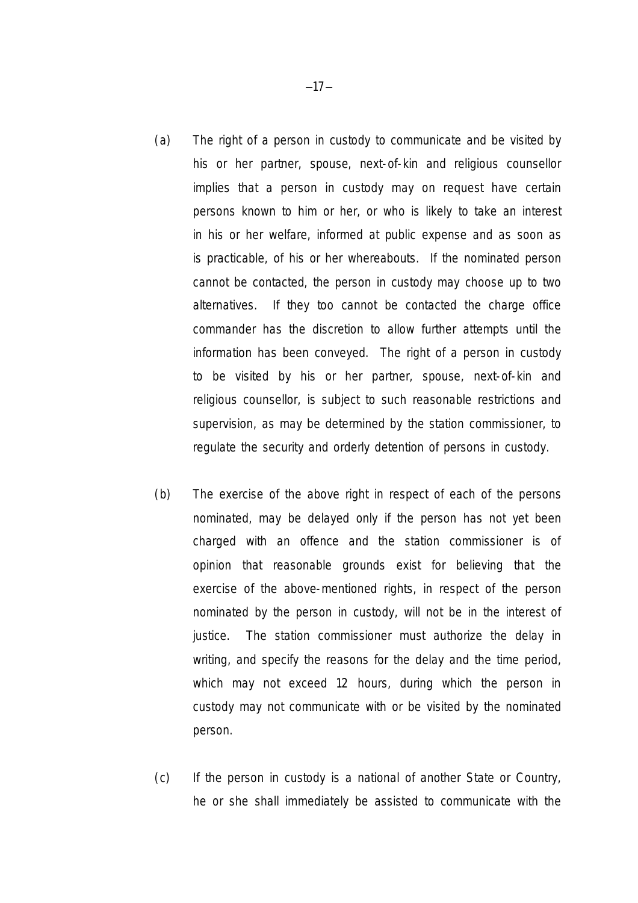(a) The right of a person in custody to communicate and be visited by his or her partner, spouse, next-of-kin and religious counsellor implies that a person in custody may on request have certain persons known to him or her, or who is likely to take an interest in his or her welfare, informed at public expense and as soon as is practicable, of his or her whereabouts. If the nominated person cannot be contacted, the person in custody may choose up to two alternatives. If they too cannot be contacted the charge office commander has the discretion to allow further attempts until the information has been conveyed. The right of a person in custody to be visited by his or her partner, spouse, next-of-kin and religious counsellor, is subject to such reasonable restrictions and supervision, as may be determined by the station commissioner, to regulate the security and orderly detention of persons in custody.

(b) The exercise of the above right in respect of each of the persons nominated, may be delayed only if the person has not yet been charged with an offence and the station commissioner is of opinion that reasonable grounds exist for believing that the exercise of the above-mentioned rights, in respect of the person nominated by the person in custody, will not be in the interest of justice. The station commissioner must authorize the delay in writing, and specify the reasons for the delay and the time period, which may not exceed 12 hours, during which the person in custody may not communicate with or be visited by the nominated person.

(c) If the person in custody is a national of another State or Country, he or she shall immediately be assisted to communicate with the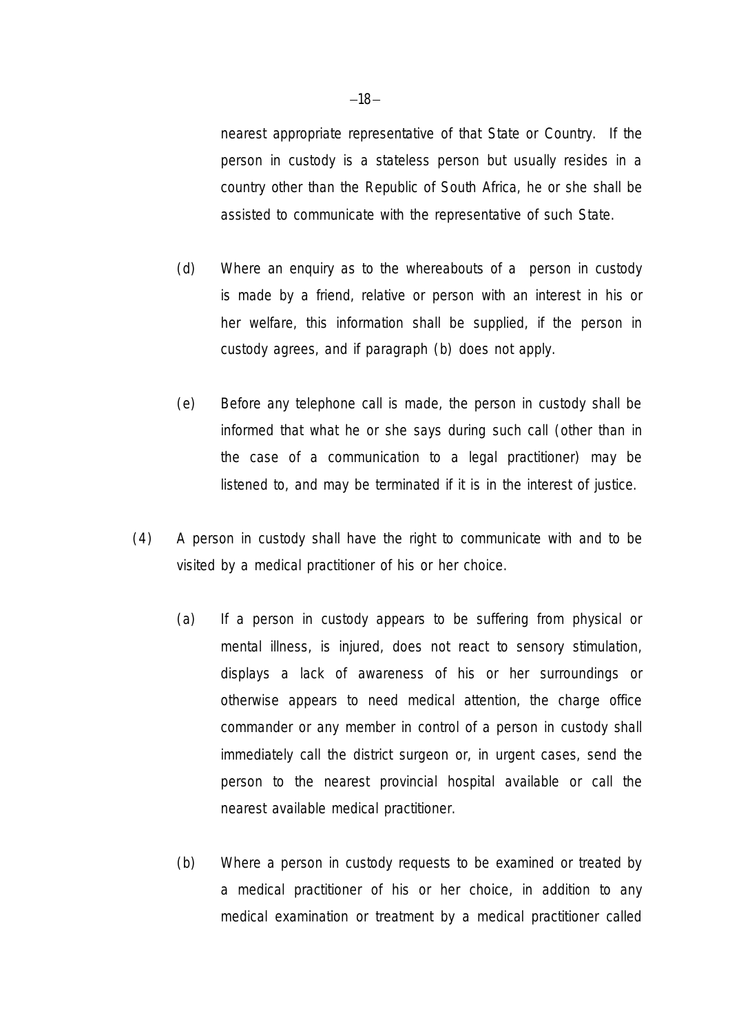nearest appropriate representative of that State or Country. If the person in custody is a stateless person but usually resides in a country other than the Republic of South Africa, he or she shall be assisted to communicate with the representative of such State.

(d) Where an enquiry as to the whereabouts of a person in custody is made by a friend, relative or person with an interest in his or her welfare, this information shall be supplied, if the person in custody agrees, and if paragraph (b) does not apply.

(e) Before any telephone call is made, the person in custody shall be informed that what he or she says during such call (other than in the case of a communication to a legal practitioner) may be listened to, and may be terminated if it is in the interest of justice.

(4) A person in custody shall have the right to communicate with and to be visited by a medical practitioner of his or her choice.

(a) If a person in custody appears to be suffering from physical or mental illness, is injured, does not react to sensory stimulation, displays a lack of awareness of his or her surroundings or otherwise appears to need medical attention, the charge office commander or any member in control of a person in custody shall immediately call the district surgeon or, in urgent cases, send the person to the nearest provincial hospital available or call the nearest available medical practitioner.

(b) Where a person in custody requests to be examined or treated by a medical practitioner of his or her choice, in addition to any medical examination or treatment by a medical practitioner called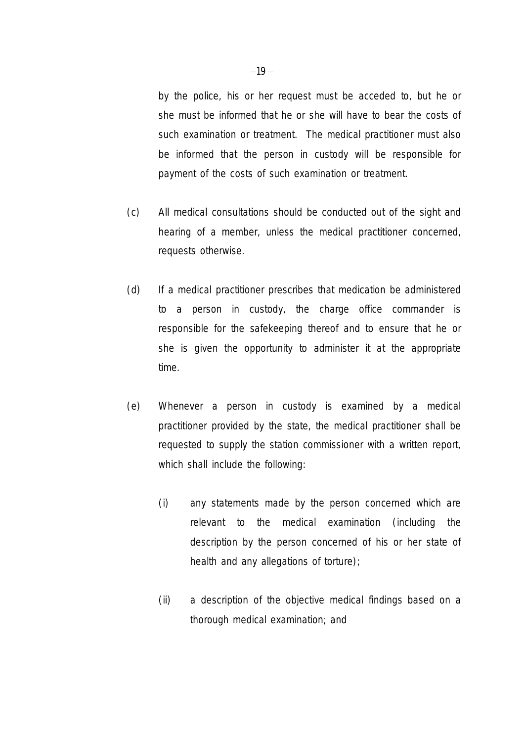by the police, his or her request must be acceded to, but he or she must be informed that he or she will have to bear the costs of such examination or treatment. The medical practitioner must also be informed that the person in custody will be responsible for payment of the costs of such examination or treatment.

(c) All medical consultations should be conducted out of the sight and hearing of a member, unless the medical practitioner concerned, requests otherwise.

(d) If a medical practitioner prescribes that medication be administered to a person in custody, the charge office commander is responsible for the safekeeping thereof and to ensure that he or she is given the opportunity to administer it at the appropriate time.

(e) Whenever a person in custody is examined by a medical practitioner provided by the state, the medical practitioner shall be requested to supply the station commissioner with a written report, which shall include the following:

   (i) any statements made by the person concerned which are relevant to the medical examination (including the description by the person concerned of his or her state of health and any allegations of torture);

   (ii) a description of the objective medical findings based on a thorough medical examination; and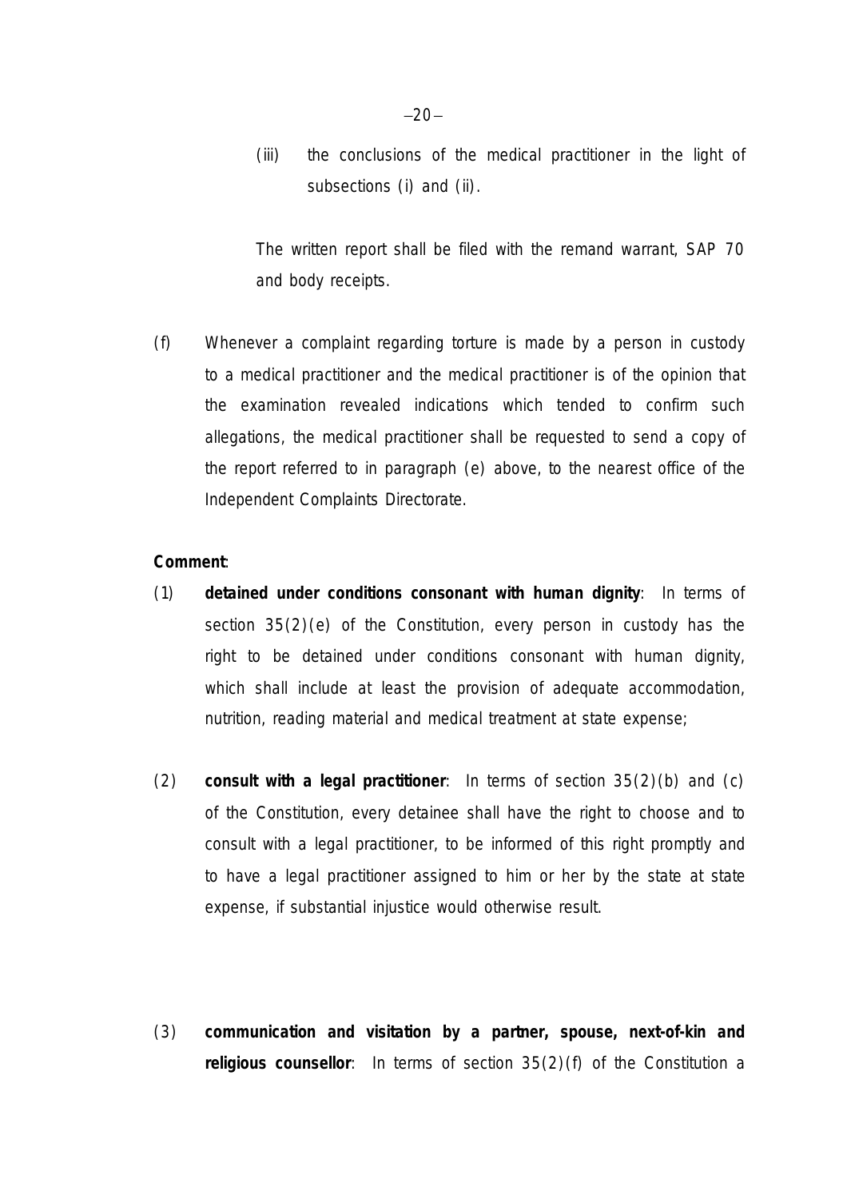(iii) the conclusions of the medical practitioner in the light of subsections (i) and (ii).

The written report shall be filed with the remand warrant, SAP 70 and body receipts.

(f) Whenever a complaint regarding torture is made by a person in custody to a medical practitioner and the medical practitioner is of the opinion that the examination revealed indications which tended to confirm such allegations, the medical practitioner shall be requested to send a copy of the report referred to in paragraph (e) above, to the nearest office of the Independent Complaints Directorate.

**Comment**:

(1) **detained under conditions consonant with human dignity**: In terms of section 35(2)(e) of the Constitution, every person in custody has the right to be detained under conditions consonant with human dignity, which shall include at least the provision of adequate accommodation, nutrition, reading material and medical treatment at state expense;

(2) **consult with a legal practitioner**: In terms of section 35(2)(b) and (c) of the Constitution, every detainee shall have the right to choose and to consult with a legal practitioner, to be informed of this right promptly and to have a legal practitioner assigned to him or her by the state at state expense, if substantial injustice would otherwise result.

(3) **communication and visitation by a partner, spouse, next-of-kin and religious counsellor**: In terms of section 35(2)(f) of the Constitution a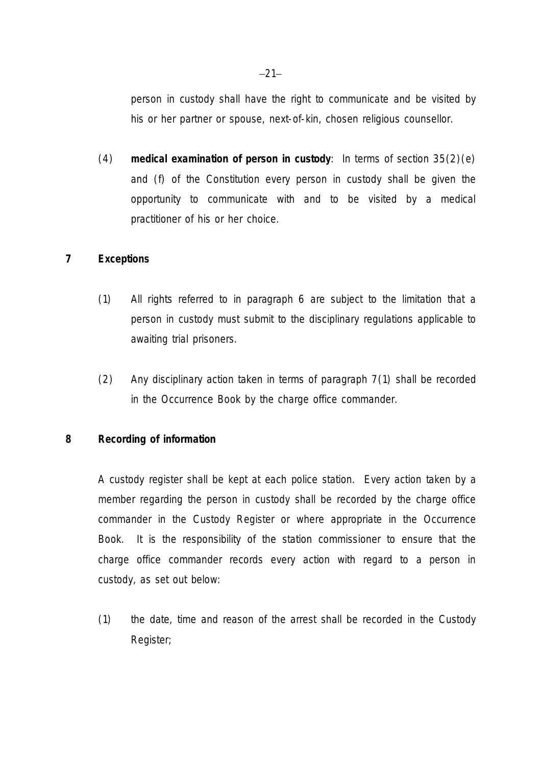person in custody shall have the right to communicate and be visited by his or her partner or spouse, next-of-kin, chosen religious counsellor.

(4) **medical examination of person in custody**: In terms of section 35(2)(e) and (f) of the Constitution every person in custody shall be given the opportunity to communicate with and to be visited by a medical practitioner of his or her choice.

**7 Exceptions**

(1) All rights referred to in paragraph 6 are subject to the limitation that a person in custody must submit to the disciplinary regulations applicable to awaiting trial prisoners.

(2) Any disciplinary action taken in terms of paragraph 7(1) shall be recorded in the Occurrence Book by the charge office commander.

**8 Recording of information**

A custody register shall be kept at each police station. Every action taken by a member regarding the person in custody shall be recorded by the charge office commander in the Custody Register or where appropriate in the Occurrence Book. It is the responsibility of the station commissioner to ensure that the charge office commander records every action with regard to a person in custody, as set out below:

(1) the date, time and reason of the arrest shall be recorded in the Custody Register;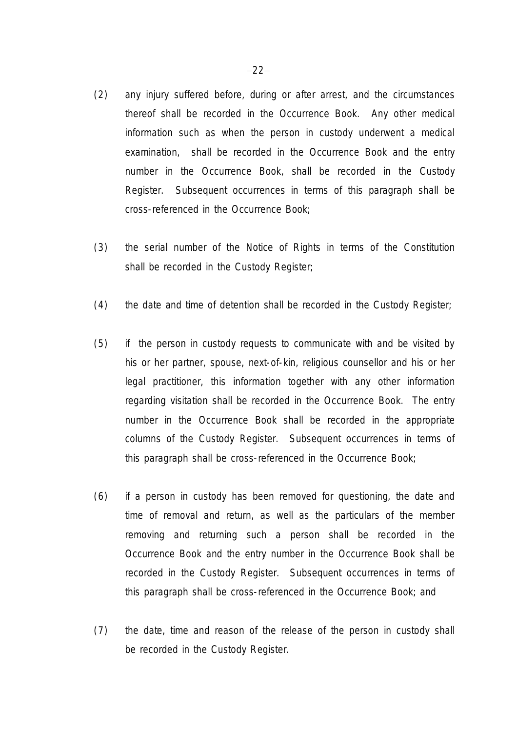(2) any injury suffered before, during or after arrest, and the circumstances thereof shall be recorded in the Occurrence Book. Any other medical information such as when the person in custody underwent a medical examination, shall be recorded in the Occurrence Book and the entry number in the Occurrence Book, shall be recorded in the Custody Register. Subsequent occurrences in terms of this paragraph shall be cross-referenced in the Occurrence Book;

(3) the serial number of the Notice of Rights in terms of the Constitution shall be recorded in the Custody Register;

(4) the date and time of detention shall be recorded in the Custody Register;

(5) if the person in custody requests to communicate with and be visited by his or her partner, spouse, next-of-kin, religious counsellor and his or her legal practitioner, this information together with any other information regarding visitation shall be recorded in the Occurrence Book. The entry number in the Occurrence Book shall be recorded in the appropriate columns of the Custody Register. Subsequent occurrences in terms of this paragraph shall be cross-referenced in the Occurrence Book;

(6) if a person in custody has been removed for questioning, the date and time of removal and return, as well as the particulars of the member removing and returning such a person shall be recorded in the Occurrence Book and the entry number in the Occurrence Book shall be recorded in the Custody Register. Subsequent occurrences in terms of this paragraph shall be cross-referenced in the Occurrence Book; and

(7) the date, time and reason of the release of the person in custody shall be recorded in the Custody Register.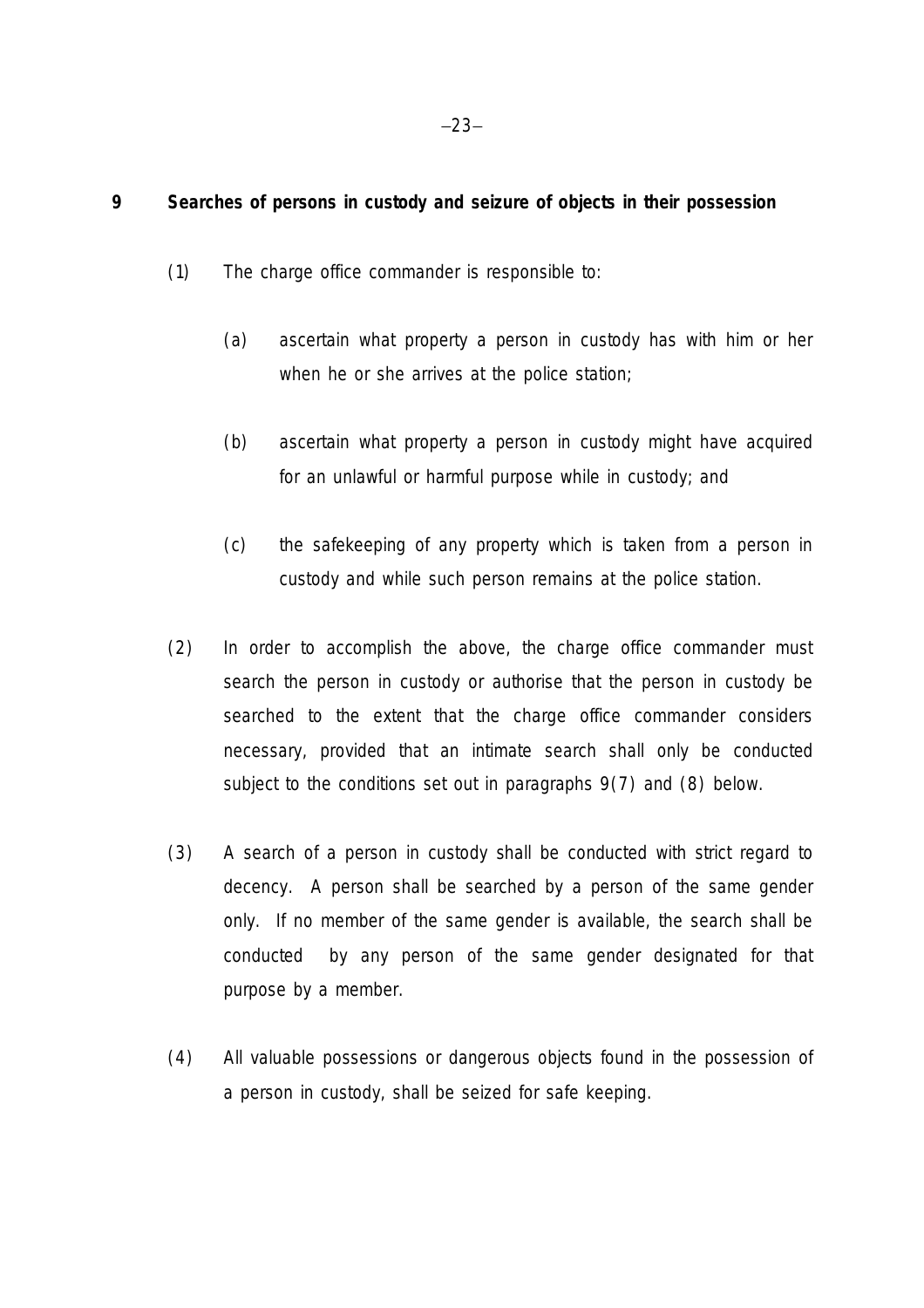## 9 Searches of persons in custody and seizure of objects in their possession

(1) The charge office commander is responsible to:

(a) ascertain what property a person in custody has with him or her when he or she arrives at the police station;

(b) ascertain what property a person in custody might have acquired for an unlawful or harmful purpose while in custody; and

(c) the safekeeping of any property which is taken from a person in custody and while such person remains at the police station.

(2) In order to accomplish the above, the charge office commander must search the person in custody or authorise that the person in custody be searched to the extent that the charge office commander considers necessary, provided that an intimate search shall only be conducted subject to the conditions set out in paragraphs 9(7) and (8) below.

(3) A search of a person in custody shall be conducted with strict regard to decency. A person shall be searched by a person of the same gender only. If no member of the same gender is available, the search shall be conducted by any person of the same gender designated for that purpose by a member.

(4) All valuable possessions or dangerous objects found in the possession of a person in custody, shall be seized for safe keeping.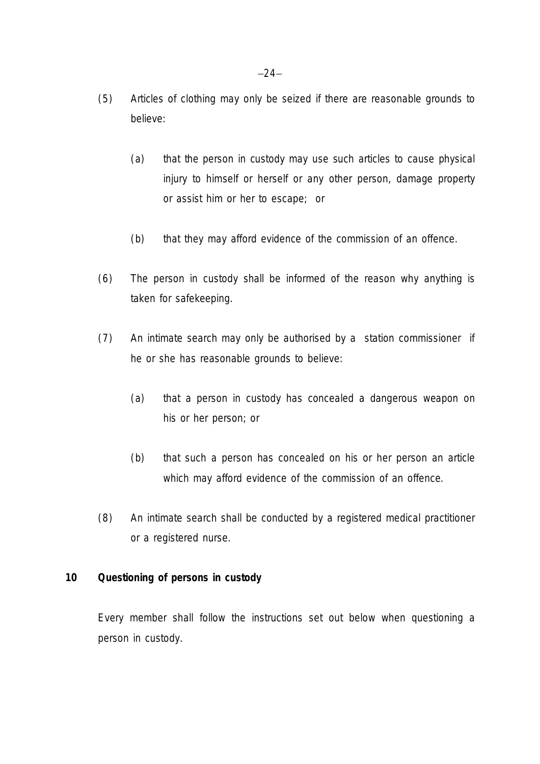(5) Articles of clothing may only be seized if there are reasonable grounds to believe:

  (a) that the person in custody may use such articles to cause physical injury to himself or herself or any other person, damage property or assist him or her to escape; or

  (b) that they may afford evidence of the commission of an offence.

(6) The person in custody shall be informed of the reason why anything is taken for safekeeping.

(7) An intimate search may only be authorised by a station commissioner if he or she has reasonable grounds to believe:

  (a) that a person in custody has concealed a dangerous weapon on his or her person; or

  (b) that such a person has concealed on his or her person an article which may afford evidence of the commission of an offence.

(8) An intimate search shall be conducted by a registered medical practitioner or a registered nurse.

**10 Questioning of persons in custody**

Every member shall follow the instructions set out below when questioning a person in custody.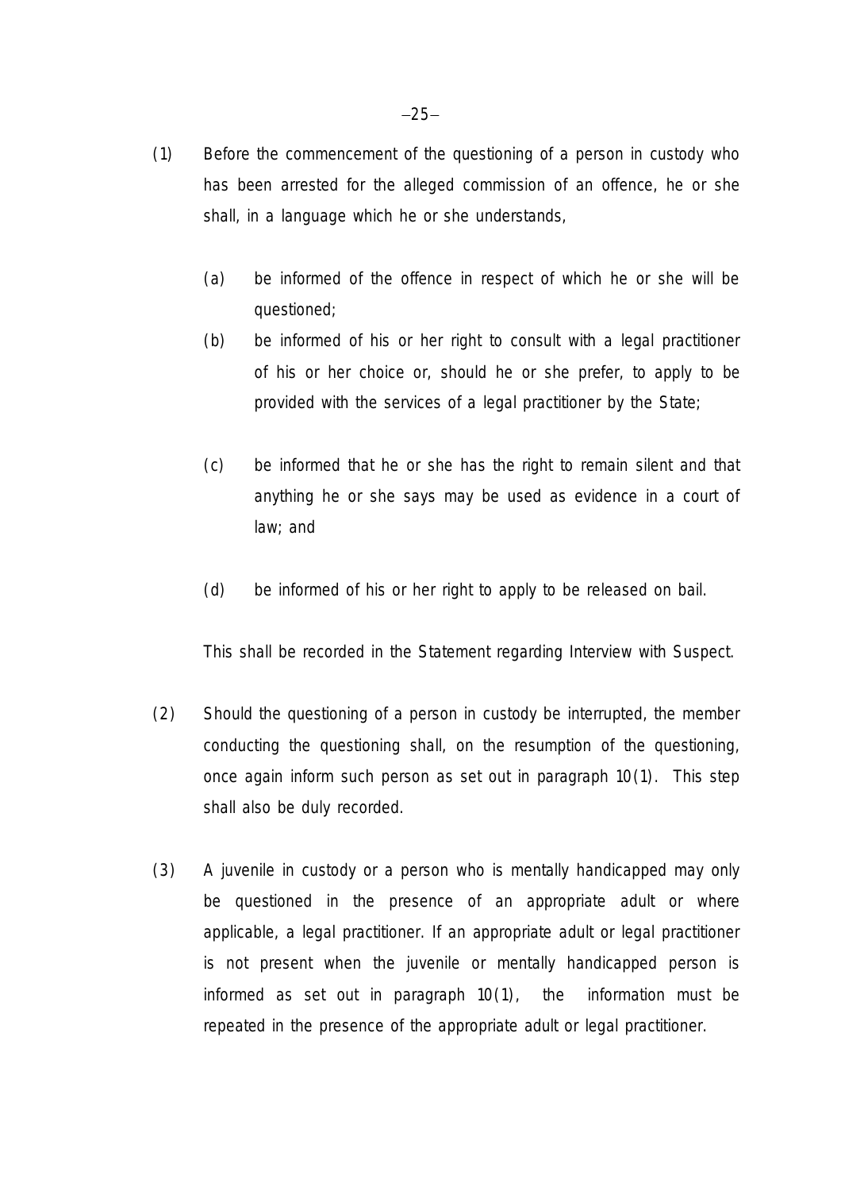(1) Before the commencement of the questioning of a person in custody who has been arrested for the alleged commission of an offence, he or she shall, in a language which he or she understands,

  (a) be informed of the offence in respect of which he or she will be questioned;
  (b) be informed of his or her right to consult with a legal practitioner of his or her choice or, should he or she prefer, to apply to be provided with the services of a legal practitioner by the State;
  (c) be informed that he or she has the right to remain silent and that anything he or she says may be used as evidence in a court of law; and
  (d) be informed of his or her right to apply to be released on bail.

  This shall be recorded in the Statement regarding Interview with Suspect.

(2) Should the questioning of a person in custody be interrupted, the member conducting the questioning shall, on the resumption of the questioning, once again inform such person as set out in paragraph 10(1). This step shall also be duly recorded.

(3) A juvenile in custody or a person who is mentally handicapped may only be questioned in the presence of an appropriate adult or where applicable, a legal practitioner. If an appropriate adult or legal practitioner is not present when the juvenile or mentally handicapped person is informed as set out in paragraph 10(1), the information must be repeated in the presence of the appropriate adult or legal practitioner.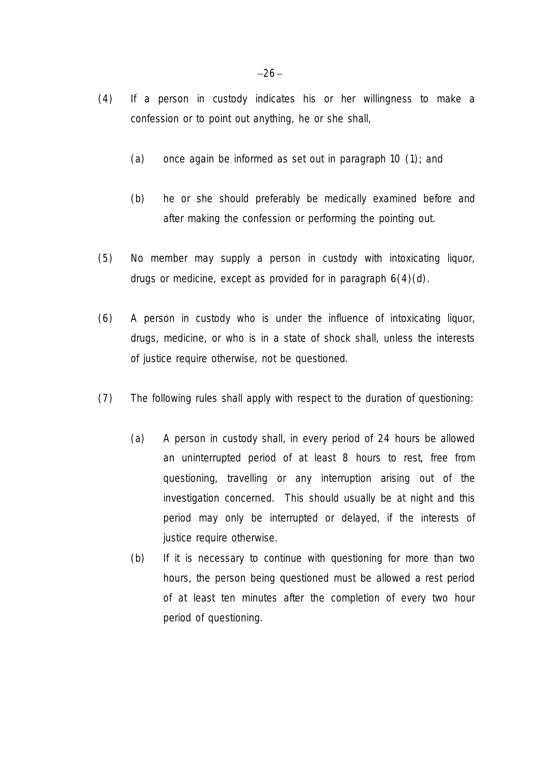(4) If a person in custody indicates his or her willingness to make a confession or to point out anything, he or she shall,

   (a) once again be informed as set out in paragraph 10 (1); and

   (b) he or she should preferably be medically examined before and after making the confession or performing the pointing out.

(5) No member may supply a person in custody with intoxicating liquor, drugs or medicine, except as provided for in paragraph 6(4)(d).

(6) A person in custody who is under the influence of intoxicating liquor, drugs, medicine, or who is in a state of shock shall, unless the interests of justice require otherwise, not be questioned.

(7) The following rules shall apply with respect to the duration of questioning:

   (a) A person in custody shall, in every period of 24 hours be allowed an uninterrupted period of at least 8 hours to rest, free from questioning, travelling or any interruption arising out of the investigation concerned. This should usually be at night and this period may only be interrupted or delayed, if the interests of justice require otherwise.

   (b) If it is necessary to continue with questioning for more than two hours, the person being questioned must be allowed a rest period of at least ten minutes after the completion of every two hour period of questioning.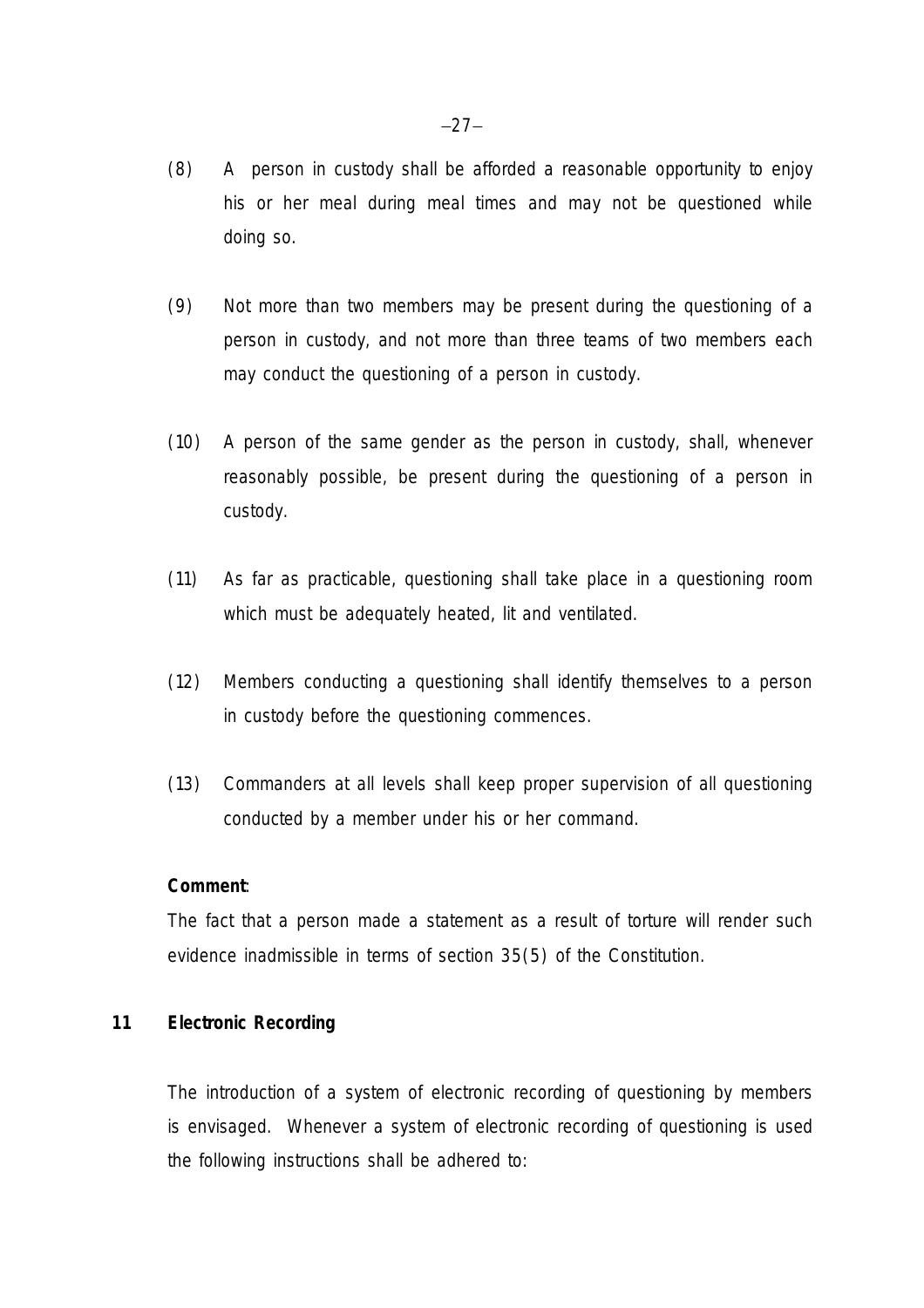(8) A person in custody shall be afforded a reasonable opportunity to enjoy his or her meal during meal times and may not be questioned while doing so.

(9) Not more than two members may be present during the questioning of a person in custody, and not more than three teams of two members each may conduct the questioning of a person in custody.

(10) A person of the same gender as the person in custody, shall, whenever reasonably possible, be present during the questioning of a person in custody.

(11) As far as practicable, questioning shall take place in a questioning room which must be adequately heated, lit and ventilated.

(12) Members conducting a questioning shall identify themselves to a person in custody before the questioning commences.

(13) Commanders at all levels shall keep proper supervision of all questioning conducted by a member under his or her command.

**Comment**:

The fact that a person made a statement as a result of torture will render such evidence inadmissible in terms of section 35(5) of the Constitution.

## 11 Electronic Recording

The introduction of a system of electronic recording of questioning by members is envisaged. Whenever a system of electronic recording of questioning is used the following instructions shall be adhered to: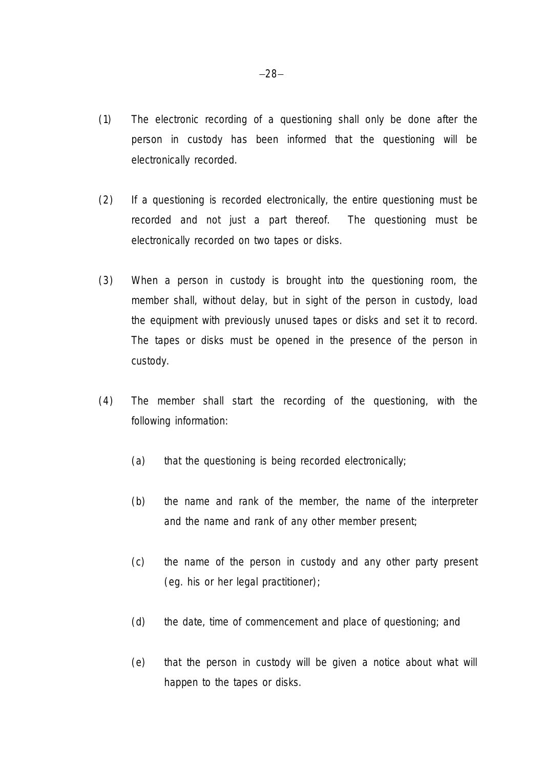(1) The electronic recording of a questioning shall only be done after the person in custody has been informed that the questioning will be electronically recorded.

(2) If a questioning is recorded electronically, the entire questioning must be recorded and not just a part thereof. The questioning must be electronically recorded on two tapes or disks.

(3) When a person in custody is brought into the questioning room, the member shall, without delay, but in sight of the person in custody, load the equipment with previously unused tapes or disks and set it to record. The tapes or disks must be opened in the presence of the person in custody.

(4) The member shall start the recording of the questioning, with the following information:

  (a) that the questioning is being recorded electronically;

  (b) the name and rank of the member, the name of the interpreter and the name and rank of any other member present;

  (c) the name of the person in custody and any other party present (eg. his or her legal practitioner);

  (d) the date, time of commencement and place of questioning; and

  (e) that the person in custody will be given a notice about what will happen to the tapes or disks.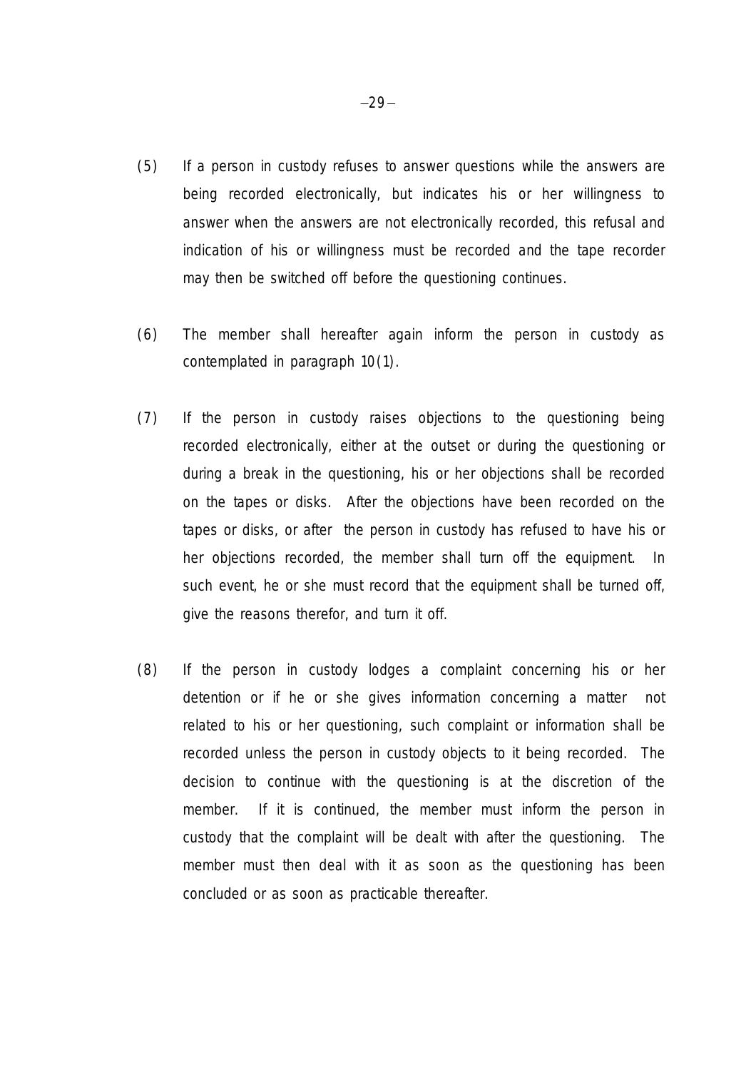(5) If a person in custody refuses to answer questions while the answers are being recorded electronically, but indicates his or her willingness to answer when the answers are not electronically recorded, this refusal and indication of his or willingness must be recorded and the tape recorder may then be switched off before the questioning continues.

(6) The member shall hereafter again inform the person in custody as contemplated in paragraph 10(1).

(7) If the person in custody raises objections to the questioning being recorded electronically, either at the outset or during the questioning or during a break in the questioning, his or her objections shall be recorded on the tapes or disks. After the objections have been recorded on the tapes or disks, or after the person in custody has refused to have his or her objections recorded, the member shall turn off the equipment. In such event, he or she must record that the equipment shall be turned off, give the reasons therefor, and turn it off.

(8) If the person in custody lodges a complaint concerning his or her detention or if he or she gives information concerning a matter not related to his or her questioning, such complaint or information shall be recorded unless the person in custody objects to it being recorded. The decision to continue with the questioning is at the discretion of the member. If it is continued, the member must inform the person in custody that the complaint will be dealt with after the questioning. The member must then deal with it as soon as the questioning has been concluded or as soon as practicable thereafter.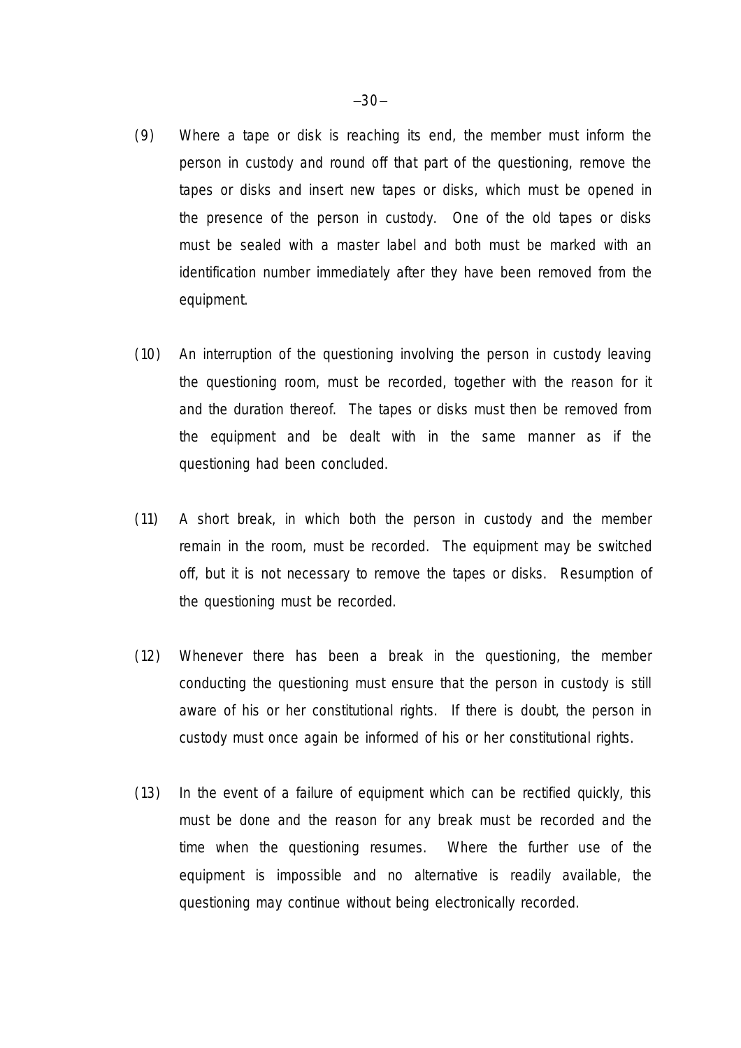(9) Where a tape or disk is reaching its end, the member must inform the person in custody and round off that part of the questioning, remove the tapes or disks and insert new tapes or disks, which must be opened in the presence of the person in custody. One of the old tapes or disks must be sealed with a master label and both must be marked with an identification number immediately after they have been removed from the equipment.

(10) An interruption of the questioning involving the person in custody leaving the questioning room, must be recorded, together with the reason for it and the duration thereof. The tapes or disks must then be removed from the equipment and be dealt with in the same manner as if the questioning had been concluded.

(11) A short break, in which both the person in custody and the member remain in the room, must be recorded. The equipment may be switched off, but it is not necessary to remove the tapes or disks. Resumption of the questioning must be recorded.

(12) Whenever there has been a break in the questioning, the member conducting the questioning must ensure that the person in custody is still aware of his or her constitutional rights. If there is doubt, the person in custody must once again be informed of his or her constitutional rights.

(13) In the event of a failure of equipment which can be rectified quickly, this must be done and the reason for any break must be recorded and the time when the questioning resumes. Where the further use of the equipment is impossible and no alternative is readily available, the questioning may continue without being electronically recorded.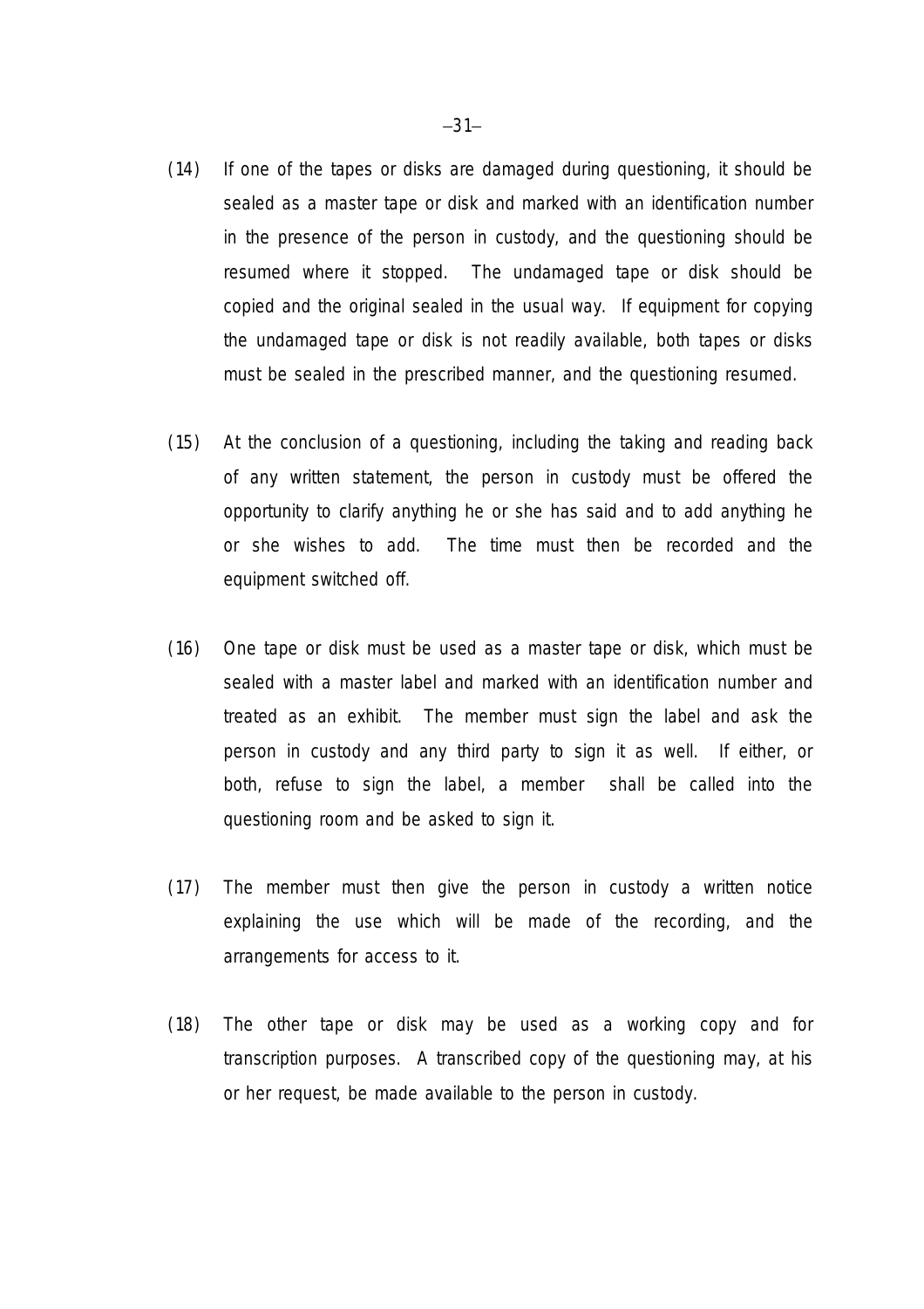(14) If one of the tapes or disks are damaged during questioning, it should be sealed as a master tape or disk and marked with an identification number in the presence of the person in custody, and the questioning should be resumed where it stopped. The undamaged tape or disk should be copied and the original sealed in the usual way. If equipment for copying the undamaged tape or disk is not readily available, both tapes or disks must be sealed in the prescribed manner, and the questioning resumed.

(15) At the conclusion of a questioning, including the taking and reading back of any written statement, the person in custody must be offered the opportunity to clarify anything he or she has said and to add anything he or she wishes to add. The time must then be recorded and the equipment switched off.

(16) One tape or disk must be used as a master tape or disk, which must be sealed with a master label and marked with an identification number and treated as an exhibit. The member must sign the label and ask the person in custody and any third party to sign it as well. If either, or both, refuse to sign the label, a member shall be called into the questioning room and be asked to sign it.

(17) The member must then give the person in custody a written notice explaining the use which will be made of the recording, and the arrangements for access to it.

(18) The other tape or disk may be used as a working copy and for transcription purposes. A transcribed copy of the questioning may, at his or her request, be made available to the person in custody.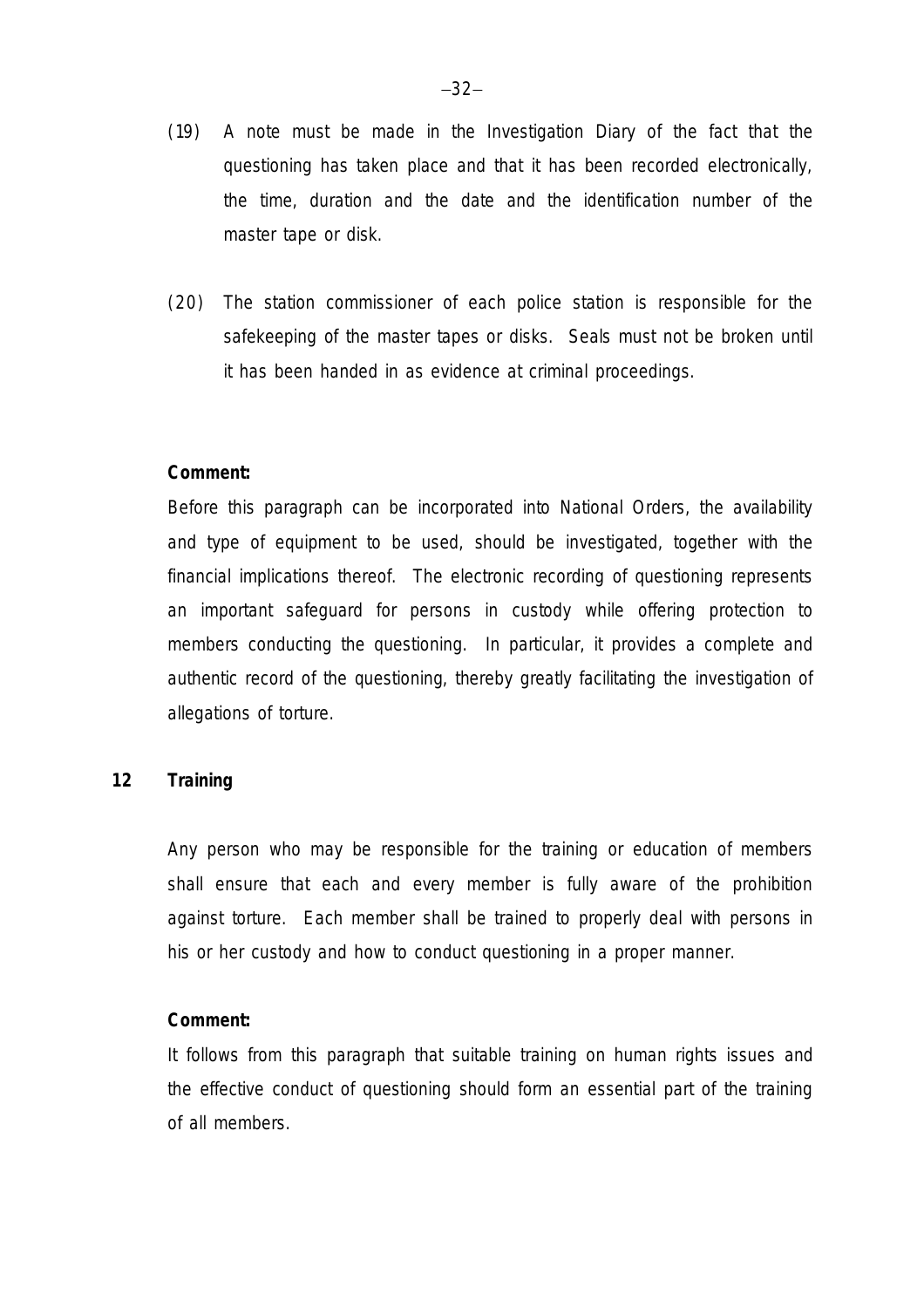(19) A note must be made in the Investigation Diary of the fact that the questioning has taken place and that it has been recorded electronically, the time, duration and the date and the identification number of the master tape or disk.

(20) The station commissioner of each police station is responsible for the safekeeping of the master tapes or disks. Seals must not be broken until it has been handed in as evidence at criminal proceedings.

**Comment:**

Before this paragraph can be incorporated into National Orders, the availability and type of equipment to be used, should be investigated, together with the financial implications thereof. The electronic recording of questioning represents an important safeguard for persons in custody while offering protection to members conducting the questioning. In particular, it provides a complete and authentic record of the questioning, thereby greatly facilitating the investigation of allegations of torture.

## 12 Training

Any person who may be responsible for the training or education of members shall ensure that each and every member is fully aware of the prohibition against torture. Each member shall be trained to properly deal with persons in his or her custody and how to conduct questioning in a proper manner.

**Comment:**

It follows from this paragraph that suitable training on human rights issues and the effective conduct of questioning should form an essential part of the training of all members.